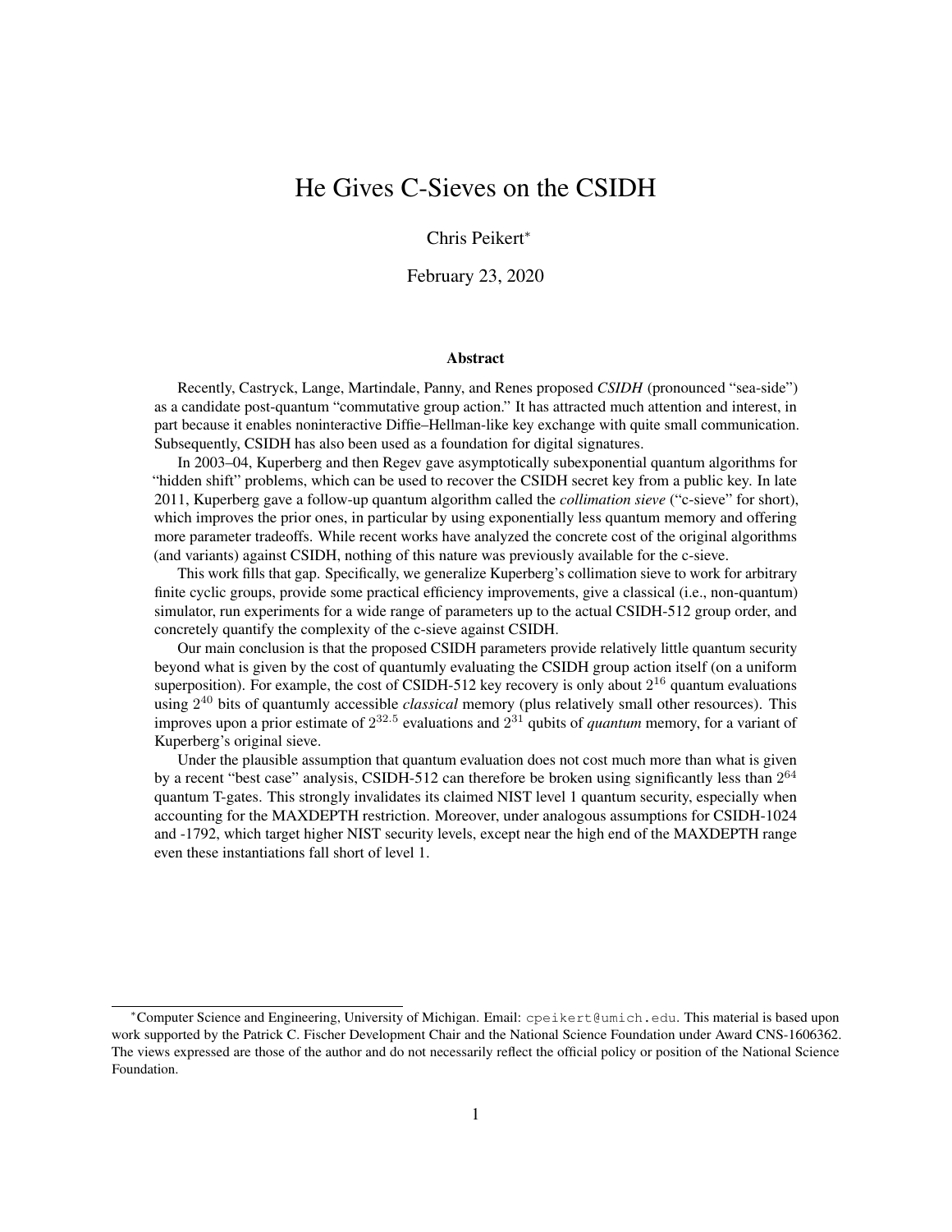# He Gives C-Sieves on the CSIDH

Chris Peikert*

February 23, 2020

## Abstract

Recently, Castryck, Lange, Martindale, Panny, and Renes proposed *CSIDH* (pronounced "sea-side") as a candidate post-quantum "commutative group action." It has attracted much attention and interest, in part because it enables noninteractive Diffie–Hellman-like key exchange with quite small communication. Subsequently, CSIDH has also been used as a foundation for digital signatures.

In 2003–04, Kuperberg and then Regev gave asymptotically subexponential quantum algorithms for "hidden shift" problems, which can be used to recover the CSIDH secret key from a public key. In late 2011, Kuperberg gave a follow-up quantum algorithm called the *collimation sieve* ("c-sieve" for short), which improves the prior ones, in particular by using exponentially less quantum memory and offering more parameter tradeoffs. While recent works have analyzed the concrete cost of the original algorithms (and variants) against CSIDH, nothing of this nature was previously available for the c-sieve.

This work fills that gap. Specifically, we generalize Kuperberg's collimation sieve to work for arbitrary finite cyclic groups, provide some practical efficiency improvements, give a classical (i.e., non-quantum) simulator, run experiments for a wide range of parameters up to the actual CSIDH-512 group order, and concretely quantify the complexity of the c-sieve against CSIDH.

Our main conclusion is that the proposed CSIDH parameters provide relatively little quantum security beyond what is given by the cost of quantumly evaluating the CSIDH group action itself (on a uniform superposition). For example, the cost of CSIDH-512 key recovery is only about $2^{16}$ quantum evaluations using $2^{40}$ bits of quantumly accessible *classical* memory (plus relatively small other resources). This improves upon a prior estimate of $2^{32.5}$ evaluations and $2^{31}$ qubits of *quantum* memory, for a variant of Kuperberg's original sieve.

Under the plausible assumption that quantum evaluation does not cost much more than what is given by a recent "best case" analysis, CSIDH-512 can therefore be broken using significantly less than $2^{64}$ quantum T-gates. This strongly invalidates its claimed NIST level 1 quantum security, especially when accounting for the MAXDEPTH restriction. Moreover, under analogous assumptions for CSIDH-1024 and -1792, which target higher NIST security levels, except near the high end of the MAXDEPTH range even these instantiations fall short of level 1.

---

*Computer Science and Engineering, University of Michigan. Email: cpeikert@umich.edu. This material is based upon work supported by the Patrick C. Fischer Development Chair and the National Science Foundation under Award CNS-1606362. The views expressed are those of the author and do not necessarily reflect the official policy or position of the National Science Foundation.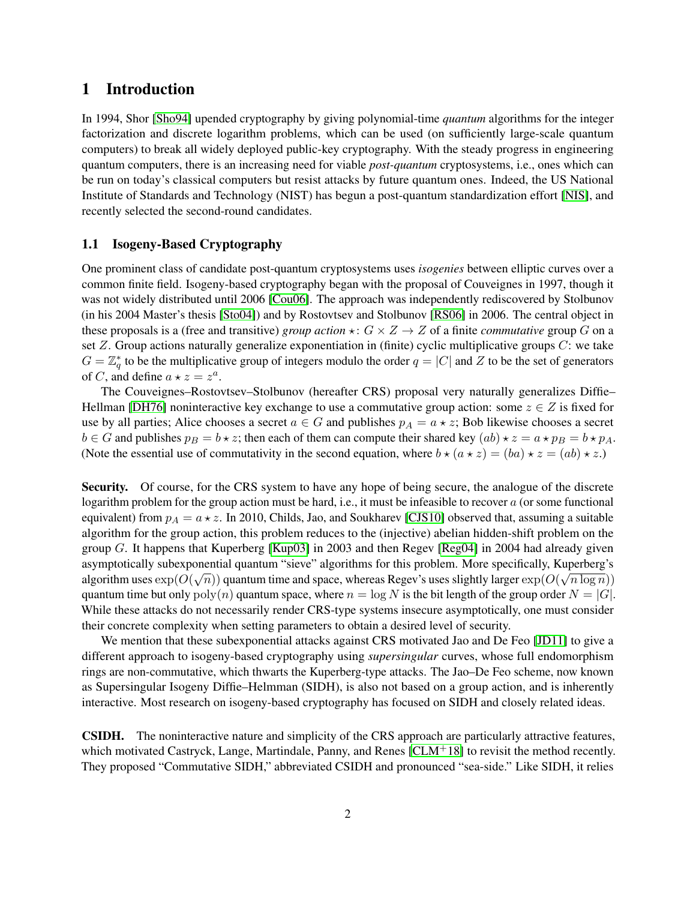# 1 Introduction

In 1994, Shor [Sho94] upended cryptography by giving polynomial-time *quantum* algorithms for the integer factorization and discrete logarithm problems, which can be used (on sufficiently large-scale quantum computers) to break all widely deployed public-key cryptography. With the steady progress in engineering quantum computers, there is an increasing need for viable *post-quantum* cryptosystems, i.e., ones which can be run on today's classical computers but resist attacks by future quantum ones. Indeed, the US National Institute of Standards and Technology (NIST) has begun a post-quantum standardization effort [NIS], and recently selected the second-round candidates.

## 1.1 Isogeny-Based Cryptography

One prominent class of candidate post-quantum cryptosystems uses *isogenies* between elliptic curves over a common finite field. Isogeny-based cryptography began with the proposal of Couveignes in 1997, though it was not widely distributed until 2006 [Cou06]. The approach was independently rediscovered by Stolbunov (in his 2004 Master's thesis [Sto04]) and by Rostovtsev and Stolbunov [RS06] in 2006. The central object in these proposals is a (free and transitive) *group action* $\star \colon G \times Z \to Z$ of a finite *commutative* group $G$ on a set $Z$. Group actions naturally generalize exponentiation in (finite) cyclic multiplicative groups $C$: we take $G = \mathbb{Z}_q^*$ to be the multiplicative group of integers modulo the order $q = |C|$ and $Z$ to be the set of generators of $C$, and define $a \star z = z^a$.

The Couveignes–Rostovtsev–Stolbunov (hereafter CRS) proposal very naturally generalizes Diffie–Hellman [DH76] noninteractive key exchange to use a commutative group action: some $z \in Z$ is fixed for use by all parties; Alice chooses a secret $a \in G$ and publishes $p_A = a \star z$; Bob likewise chooses a secret $b \in G$ and publishes $p_B = b \star z$; then each of them can compute their shared key $(ab) \star z = a \star p_B = b \star p_A$. (Note the essential use of commutativity in the second equation, where $b \star (a \star z) = (ba) \star z = (ab) \star z$.)

**Security.** Of course, for the CRS system to have any hope of being secure, the analogue of the discrete logarithm problem for the group action must be hard, i.e., it must be infeasible to recover $a$ (or some functional equivalent) from $p_A = a \star z$. In 2010, Childs, Jao, and Soukharev [CJS10] observed that, assuming a suitable algorithm for the group action, this problem reduces to the (injective) abelian hidden-shift problem on the group $G$. It happens that Kuperberg [Kup03] in 2003 and then Regev [Reg04] in 2004 had already given asymptotically subexponential quantum "sieve" algorithms for this problem. More specifically, Kuperberg's algorithm uses $\exp(O(\sqrt{n}))$ quantum time and space, whereas Regev's uses slightly larger $\exp(O(\sqrt{n \log n}))$ quantum time but only $\mathrm{poly}(n)$ quantum space, where $n = \log N$ is the bit length of the group order $N = |G|$. While these attacks do not necessarily render CRS-type systems insecure asymptotically, one must consider their concrete complexity when setting parameters to obtain a desired level of security.

We mention that these subexponential attacks against CRS motivated Jao and De Feo [JD11] to give a different approach to isogeny-based cryptography using *supersingular* curves, whose full endomorphism rings are non-commutative, which thwarts the Kuperberg-type attacks. The Jao–De Feo scheme, now known as Supersingular Isogeny Diffie–Helmman (SIDH), is also not based on a group action, and is inherently interactive. Most research on isogeny-based cryptography has focused on SIDH and closely related ideas.

**CSIDH.** The noninteractive nature and simplicity of the CRS approach are particularly attractive features, which motivated Castryck, Lange, Martindale, Panny, and Renes [CLM+18] to revisit the method recently. They proposed "Commutative SIDH," abbreviated CSIDH and pronounced "sea-side." Like SIDH, it relies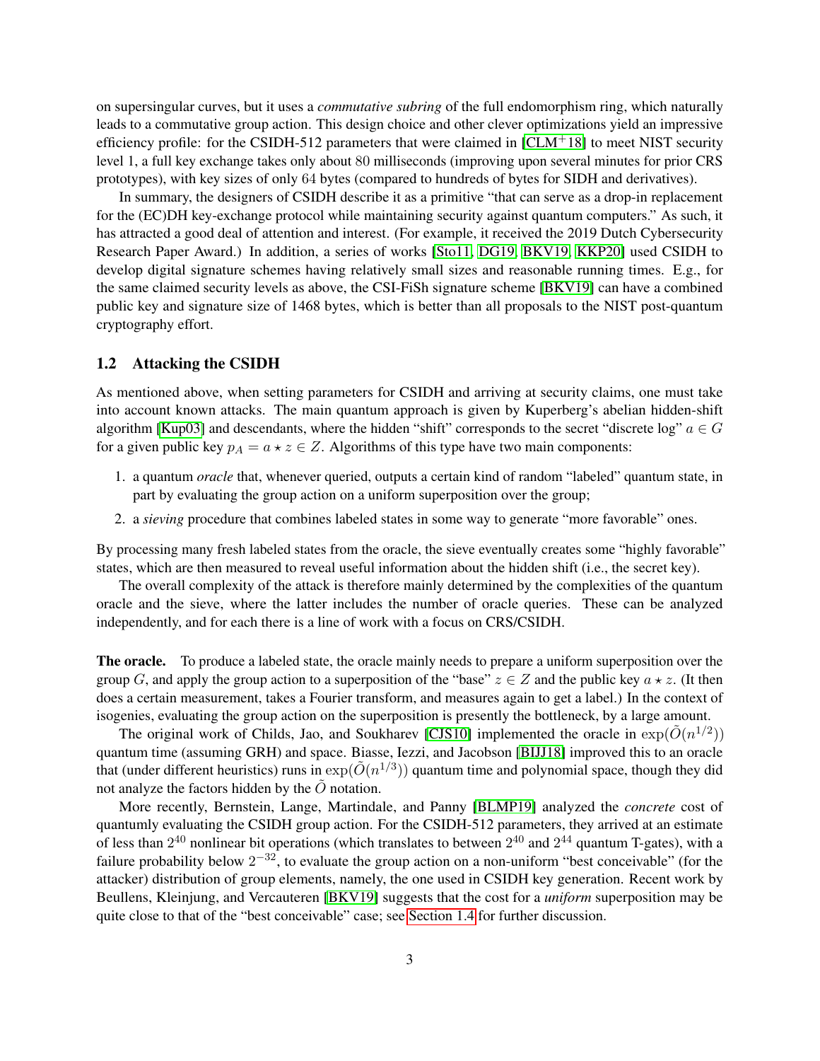on supersingular curves, but it uses a *commutative subring* of the full endomorphism ring, which naturally leads to a commutative group action. This design choice and other clever optimizations yield an impressive efficiency profile: for the CSIDH-512 parameters that were claimed in [CLM+18] to meet NIST security level 1, a full key exchange takes only about 80 milliseconds (improving upon several minutes for prior CRS prototypes), with key sizes of only 64 bytes (compared to hundreds of bytes for SIDH and derivatives).

In summary, the designers of CSIDH describe it as a primitive "that can serve as a drop-in replacement for the (EC)DH key-exchange protocol while maintaining security against quantum computers." As such, it has attracted a good deal of attention and interest. (For example, it received the 2019 Dutch Cybersecurity Research Paper Award.) In addition, a series of works [Sto11, DG19, BKV19, KKP20] used CSIDH to develop digital signature schemes having relatively small sizes and reasonable running times. E.g., for the same claimed security levels as above, the CSI-FiSh signature scheme [BKV19] can have a combined public key and signature size of 1468 bytes, which is better than all proposals to the NIST post-quantum cryptography effort.

## 1.2 Attacking the CSIDH

As mentioned above, when setting parameters for CSIDH and arriving at security claims, one must take into account known attacks. The main quantum approach is given by Kuperberg's abelian hidden-shift algorithm [Kup03] and descendants, where the hidden "shift" corresponds to the secret "discrete log" $a \in G$ for a given public key $p_A = a \star z \in Z$. Algorithms of this type have two main components:

1. a quantum *oracle* that, whenever queried, outputs a certain kind of random "labeled" quantum state, in part by evaluating the group action on a uniform superposition over the group;
2. a *sieving* procedure that combines labeled states in some way to generate "more favorable" ones.

By processing many fresh labeled states from the oracle, the sieve eventually creates some "highly favorable" states, which are then measured to reveal useful information about the hidden shift (i.e., the secret key).

The overall complexity of the attack is therefore mainly determined by the complexities of the quantum oracle and the sieve, where the latter includes the number of oracle queries. These can be analyzed independently, and for each there is a line of work with a focus on CRS/CSIDH.

**The oracle.** To produce a labeled state, the oracle mainly needs to prepare a uniform superposition over the group $G$, and apply the group action to a superposition of the "base" $z \in Z$ and the public key $a \star z$. (It then does a certain measurement, takes a Fourier transform, and measures again to get a label.) In the context of isogenies, evaluating the group action on the superposition is presently the bottleneck, by a large amount.

The original work of Childs, Jao, and Soukharev [CJS10] implemented the oracle in $\exp(\tilde{O}(n^{1/2}))$ quantum time (assuming GRH) and space. Biasse, Iezzi, and Jacobson [BIJJ18] improved this to an oracle that (under different heuristics) runs in $\exp(\tilde{O}(n^{1/3}))$ quantum time and polynomial space, though they did not analyze the factors hidden by the $\tilde{O}$ notation.

More recently, Bernstein, Lange, Martindale, and Panny [BLMP19] analyzed the *concrete* cost of quantumly evaluating the CSIDH group action. For the CSIDH-512 parameters, they arrived at an estimate of less than $2^{40}$ nonlinear bit operations (which translates to between $2^{40}$ and $2^{44}$ quantum T-gates), with a failure probability below $2^{-32}$, to evaluate the group action on a non-uniform "best conceivable" (for the attacker) distribution of group elements, namely, the one used in CSIDH key generation. Recent work by Beullens, Kleinjung, and Vercauteren [BKV19] suggests that the cost for a *uniform* superposition may be quite close to that of the "best conceivable" case; see Section 1.4 for further discussion.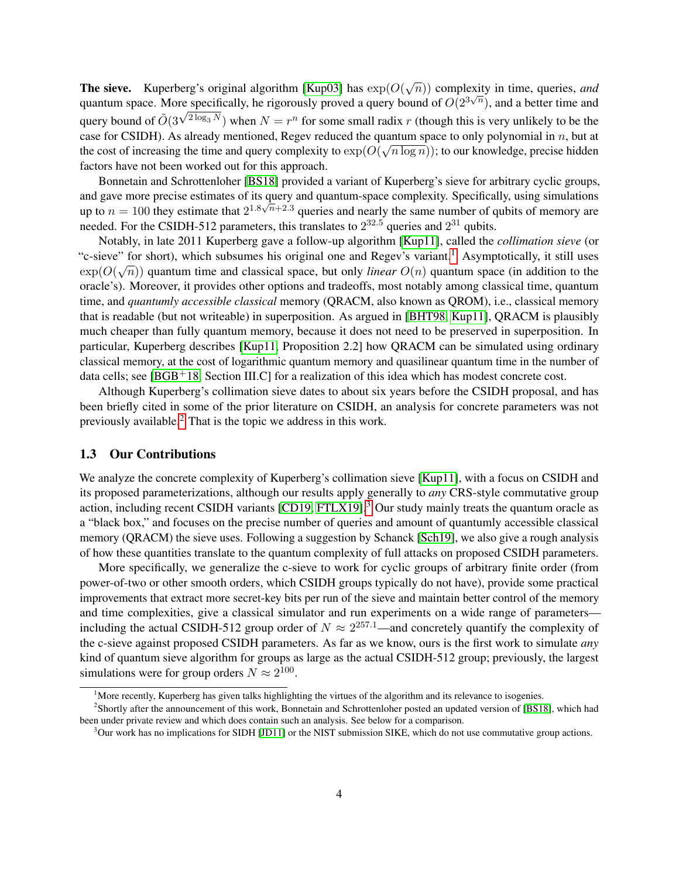**The sieve.** Kuperberg's original algorithm [Kup03] has $\exp(O(\sqrt{n}))$ complexity in time, queries, *and* quantum space. More specifically, he rigorously proved a query bound of $O(2^{3\sqrt{n}})$, and a better time and query bound of $\tilde{O}(3^{\sqrt{2\log_3 N}})$ when $N = r^n$ for some small radix $r$ (though this is very unlikely to be the case for CSIDH). As already mentioned, Regev reduced the quantum space to only polynomial in $n$, but at the cost of increasing the time and query complexity to $\exp(O(\sqrt{n \log n}))$; to our knowledge, precise hidden factors have not been worked out for this approach.

Bonnetain and Schrottenloher [BS18] provided a variant of Kuperberg's sieve for arbitrary cyclic groups, and gave more precise estimates of its query and quantum-space complexity. Specifically, using simulations up to $n = 100$ they estimate that $2^{1.8\sqrt{n}+2.3}$ queries and nearly the same number of qubits of memory are needed. For the CSIDH-512 parameters, this translates to $2^{32.5}$ queries and $2^{31}$ qubits.

Notably, in late 2011 Kuperberg gave a follow-up algorithm [Kup11], called the *collimation sieve* (or "c-sieve" for short), which subsumes his original one and Regev's variant.[1] Asymptotically, it still uses $\exp(O(\sqrt{n}))$ quantum time and classical space, but only *linear* $O(n)$ quantum space (in addition to the oracle's). Moreover, it provides other options and tradeoffs, most notably among classical time, quantum time, and *quantumly accessible classical* memory (QRACM, also known as QROM), i.e., classical memory that is readable (but not writeable) in superposition. As argued in [BHT98, Kup11], QRACM is plausibly much cheaper than fully quantum memory, because it does not need to be preserved in superposition. In particular, Kuperberg describes [Kup11, Proposition 2.2] how QRACM can be simulated using ordinary classical memory, at the cost of logarithmic quantum memory and quasilinear quantum time in the number of data cells; see [BGB+18, Section III.C] for a realization of this idea which has modest concrete cost.

Although Kuperberg's collimation sieve dates to about six years before the CSIDH proposal, and has been briefly cited in some of the prior literature on CSIDH, an analysis for concrete parameters was not previously available.[2] That is the topic we address in this work.

### 1.3 Our Contributions

We analyze the concrete complexity of Kuperberg's collimation sieve [Kup11], with a focus on CSIDH and its proposed parameterizations, although our results apply generally to *any* CRS-style commutative group action, including recent CSIDH variants [CD19, FTLX19].[3] Our study mainly treats the quantum oracle as a "black box," and focuses on the precise number of queries and amount of quantumly accessible classical memory (QRACM) the sieve uses. Following a suggestion by Schanck [Sch19], we also give a rough analysis of how these quantities translate to the quantum complexity of full attacks on proposed CSIDH parameters.

More specifically, we generalize the c-sieve to work for cyclic groups of arbitrary finite order (from power-of-two or other smooth orders, which CSIDH groups typically do not have), provide some practical improvements that extract more secret-key bits per run of the sieve and maintain better control of the memory and time complexities, give a classical simulator and run experiments on a wide range of parameters—including the actual CSIDH-512 group order of $N \approx 2^{257.1}$—and concretely quantify the complexity of the c-sieve against proposed CSIDH parameters. As far as we know, ours is the first work to simulate *any* kind of quantum sieve algorithm for groups as large as the actual CSIDH-512 group; previously, the largest simulations were for group orders $N \approx 2^{100}$.

[1] More recently, Kuperberg has given talks highlighting the virtues of the algorithm and its relevance to isogenies.

[2] Shortly after the announcement of this work, Bonnetain and Schrottenloher posted an updated version of [BS18], which had been under private review and which does contain such an analysis. See below for a comparison.

[3] Our work has no implications for SIDH [JD11] or the NIST submission SIKE, which do not use commutative group actions.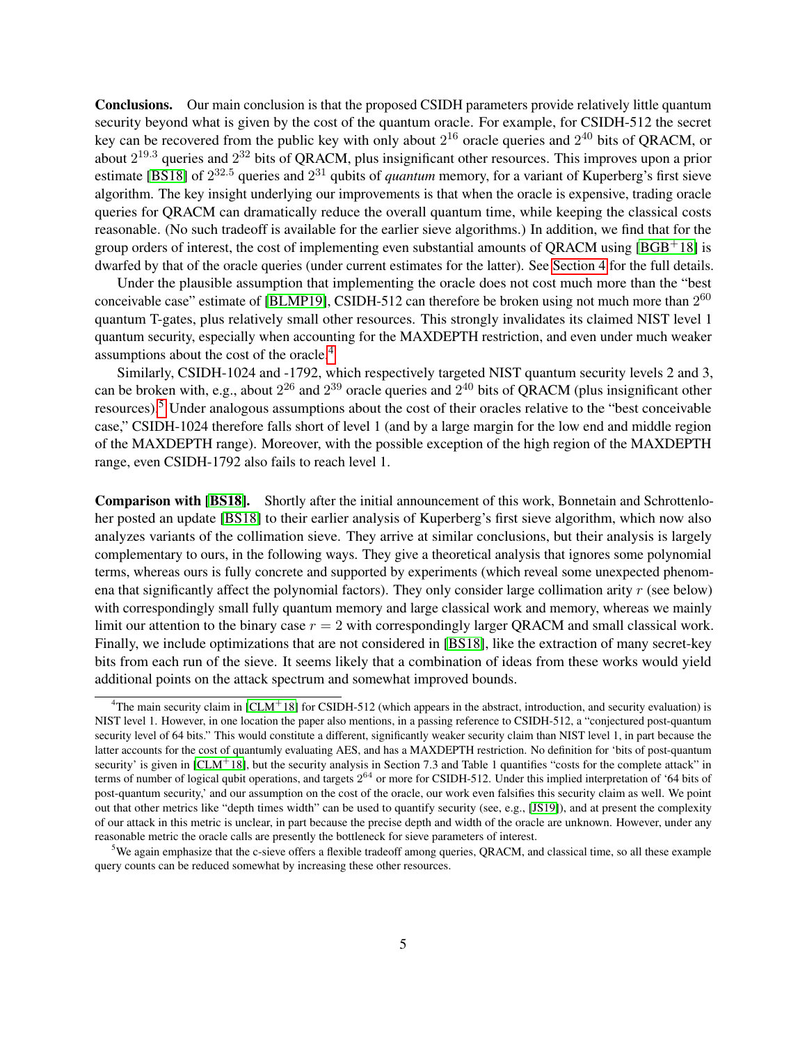**Conclusions.** Our main conclusion is that the proposed CSIDH parameters provide relatively little quantum security beyond what is given by the cost of the quantum oracle. For example, for CSIDH-512 the secret key can be recovered from the public key with only about $2^{16}$ oracle queries and $2^{40}$ bits of QRACM, or about $2^{19.3}$ queries and $2^{32}$ bits of QRACM, plus insignificant other resources. This improves upon a prior estimate [BS18] of $2^{32.5}$ queries and $2^{31}$ qubits of *quantum* memory, for a variant of Kuperberg's first sieve algorithm. The key insight underlying our improvements is that when the oracle is expensive, trading oracle queries for QRACM can dramatically reduce the overall quantum time, while keeping the classical costs reasonable. (No such tradeoff is available for the earlier sieve algorithms.) In addition, we find that for the group orders of interest, the cost of implementing even substantial amounts of QRACM using [BGB+18] is dwarfed by that of the oracle queries (under current estimates for the latter). See Section 4 for the full details.

Under the plausible assumption that implementing the oracle does not cost much more than the "best conceivable case" estimate of [BLMP19], CSIDH-512 can therefore be broken using not much more than $2^{60}$ quantum T-gates, plus relatively small other resources. This strongly invalidates its claimed NIST level 1 quantum security, especially when accounting for the MAXDEPTH restriction, and even under much weaker assumptions about the cost of the oracle.[4]

Similarly, CSIDH-1024 and -1792, which respectively targeted NIST quantum security levels 2 and 3, can be broken with, e.g., about $2^{26}$ and $2^{39}$ oracle queries and $2^{40}$ bits of QRACM (plus insignificant other resources).[5] Under analogous assumptions about the cost of their oracles relative to the "best conceivable case," CSIDH-1024 therefore falls short of level 1 (and by a large margin for the low end and middle region of the MAXDEPTH range). Moreover, with the possible exception of the high region of the MAXDEPTH range, even CSIDH-1792 also fails to reach level 1.

**Comparison with [BS18].** Shortly after the initial announcement of this work, Bonnetain and Schrottenloher posted an update [BS18] to their earlier analysis of Kuperberg's first sieve algorithm, which now also analyzes variants of the collimation sieve. They arrive at similar conclusions, but their analysis is largely complementary to ours, in the following ways. They give a theoretical analysis that ignores some polynomial terms, whereas ours is fully concrete and supported by experiments (which reveal some unexpected phenomena that significantly affect the polynomial factors). They only consider large collimation arity $r$ (see below) with correspondingly small fully quantum memory and large classical work and memory, whereas we mainly limit our attention to the binary case $r = 2$ with correspondingly larger QRACM and small classical work. Finally, we include optimizations that are not considered in [BS18], like the extraction of many secret-key bits from each run of the sieve. It seems likely that a combination of ideas from these works would yield additional points on the attack spectrum and somewhat improved bounds.

[4] The main security claim in [CLM+18] for CSIDH-512 (which appears in the abstract, introduction, and security evaluation) is NIST level 1. However, in one location the paper also mentions, in a passing reference to CSIDH-512, a "conjectured post-quantum security level of 64 bits." This would constitute a different, significantly weaker security claim than NIST level 1, in part because the latter accounts for the cost of quantumly evaluating AES, and has a MAXDEPTH restriction. No definition for 'bits of post-quantum security' is given in [CLM+18], but the security analysis in Section 7.3 and Table 1 quantifies "costs for the complete attack" in terms of number of logical qubit operations, and targets $2^{64}$ or more for CSIDH-512. Under this implied interpretation of '64 bits of post-quantum security,' and our assumption on the cost of the oracle, our work even falsifies this security claim as well. We point out that other metrics like "depth times width" can be used to quantify security (see, e.g., [JS19]), and at present the complexity of our attack in this metric is unclear, in part because the precise depth and width of the oracle are unknown. However, under any reasonable metric the oracle calls are presently the bottleneck for sieve parameters of interest.

[5] We again emphasize that the c-sieve offers a flexible tradeoff among queries, QRACM, and classical time, so all these example query counts can be reduced somewhat by increasing these other resources.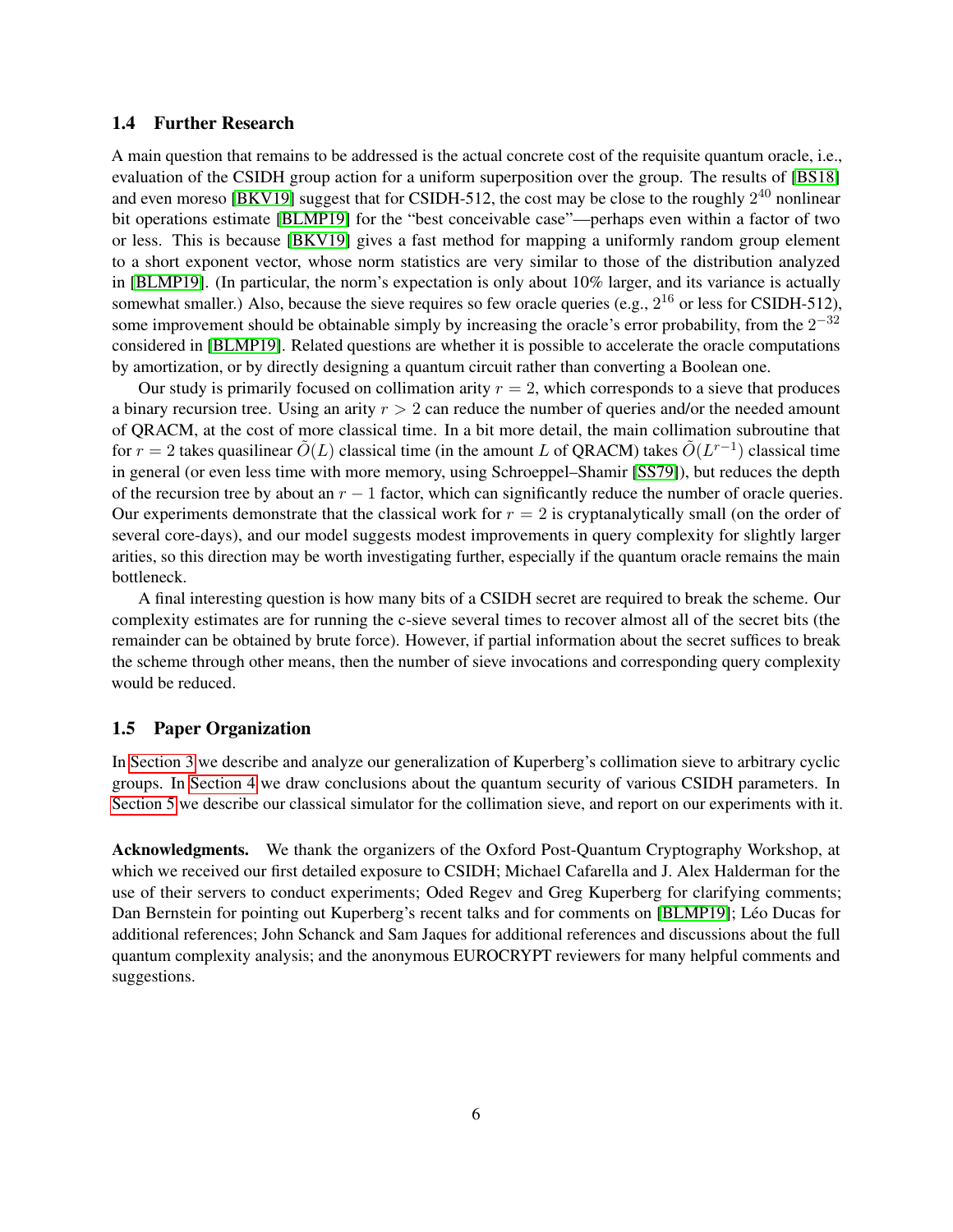### 1.4 Further Research

A main question that remains to be addressed is the actual concrete cost of the requisite quantum oracle, i.e., evaluation of the CSIDH group action for a uniform superposition over the group. The results of [BS18] and even moreso [BKV19] suggest that for CSIDH-512, the cost may be close to the roughly $2^{40}$ nonlinear bit operations estimate [BLMP19] for the "best conceivable case"—perhaps even within a factor of two or less. This is because [BKV19] gives a fast method for mapping a uniformly random group element to a short exponent vector, whose norm statistics are very similar to those of the distribution analyzed in [BLMP19]. (In particular, the norm's expectation is only about 10% larger, and its variance is actually somewhat smaller.) Also, because the sieve requires so few oracle queries (e.g., $2^{16}$ or less for CSIDH-512), some improvement should be obtainable simply by increasing the oracle's error probability, from the $2^{-32}$ considered in [BLMP19]. Related questions are whether it is possible to accelerate the oracle computations by amortization, or by directly designing a quantum circuit rather than converting a Boolean one.

Our study is primarily focused on collimation arity $r = 2$, which corresponds to a sieve that produces a binary recursion tree. Using an arity $r > 2$ can reduce the number of queries and/or the needed amount of QRACM, at the cost of more classical time. In a bit more detail, the main collimation subroutine that for $r = 2$ takes quasilinear $\tilde{O}(L)$ classical time (in the amount $L$ of QRACM) takes $\tilde{O}(L^{r-1})$ classical time in general (or even less time with more memory, using Schroeppel–Shamir [SS79]), but reduces the depth of the recursion tree by about an $r - 1$ factor, which can significantly reduce the number of oracle queries. Our experiments demonstrate that the classical work for $r = 2$ is cryptanalytically small (on the order of several core-days), and our model suggests modest improvements in query complexity for slightly larger arities, so this direction may be worth investigating further, especially if the quantum oracle remains the main bottleneck.

A final interesting question is how many bits of a CSIDH secret are required to break the scheme. Our complexity estimates are for running the c-sieve several times to recover almost all of the secret bits (the remainder can be obtained by brute force). However, if partial information about the secret suffices to break the scheme through other means, then the number of sieve invocations and corresponding query complexity would be reduced.

### 1.5 Paper Organization

In Section 3 we describe and analyze our generalization of Kuperberg's collimation sieve to arbitrary cyclic groups. In Section 4 we draw conclusions about the quantum security of various CSIDH parameters. In Section 5 we describe our classical simulator for the collimation sieve, and report on our experiments with it.

**Acknowledgments.** We thank the organizers of the Oxford Post-Quantum Cryptography Workshop, at which we received our first detailed exposure to CSIDH; Michael Cafarella and J. Alex Halderman for the use of their servers to conduct experiments; Oded Regev and Greg Kuperberg for clarifying comments; Dan Bernstein for pointing out Kuperberg's recent talks and for comments on [BLMP19]; Léo Ducas for additional references; John Schanck and Sam Jaques for additional references and discussions about the full quantum complexity analysis; and the anonymous EUROCRYPT reviewers for many helpful comments and suggestions.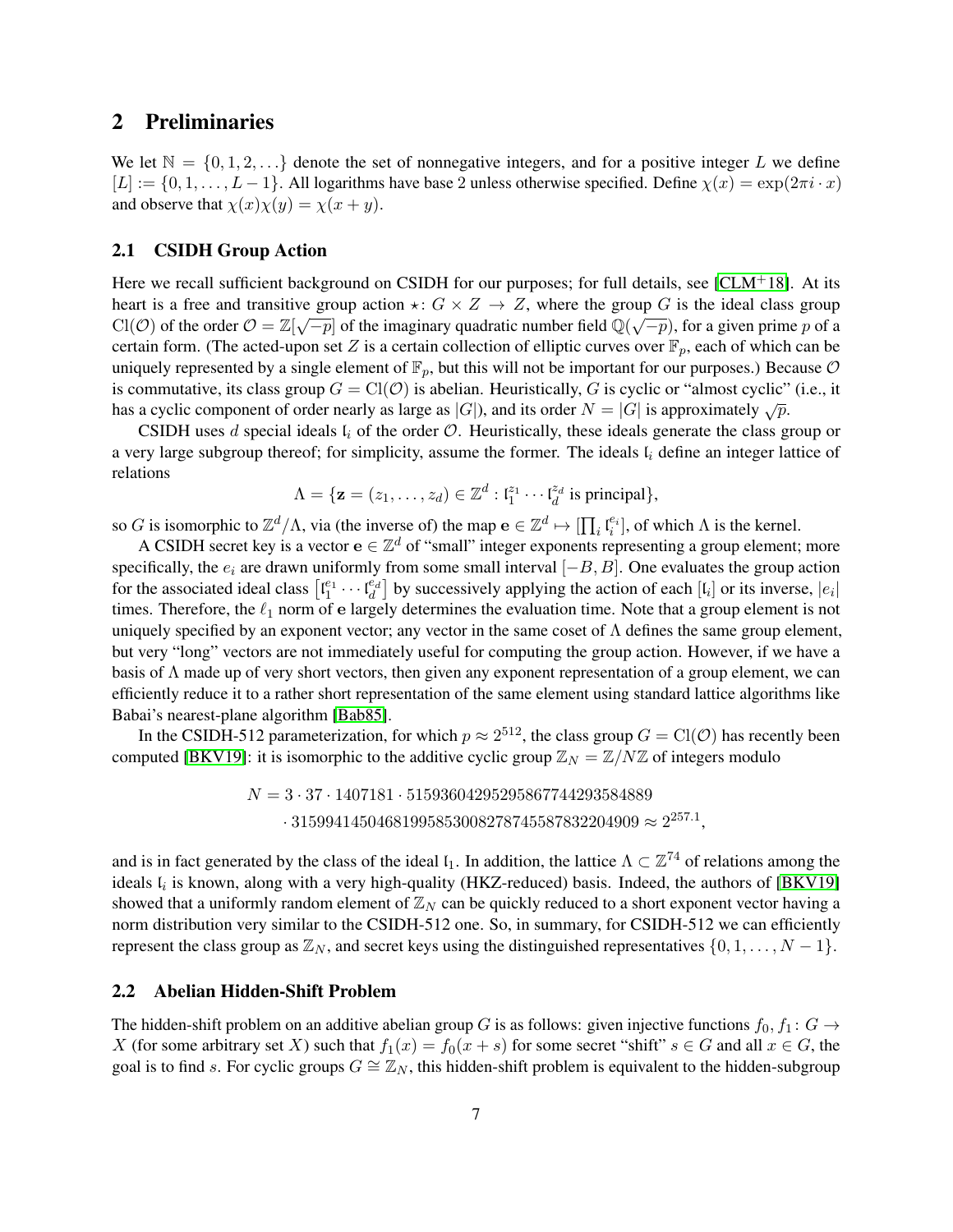## 2 Preliminaries

We let $\mathbb{N} = \{0, 1, 2, \ldots\}$ denote the set of nonnegative integers, and for a positive integer $L$ we define $[L] := \{0, 1, \ldots, L-1\}$. All logarithms have base 2 unless otherwise specified. Define $\chi(x) = \exp(2\pi i \cdot x)$ and observe that $\chi(x)\chi(y) = \chi(x+y)$.

### 2.1 CSIDH Group Action

Here we recall sufficient background on CSIDH for our purposes; for full details, see [CLM+18]. At its heart is a free and transitive group action $\star \colon G \times Z \to Z$, where the group $G$ is the ideal class group $\mathrm{Cl}(\mathcal{O})$ of the order $\mathcal{O} = \mathbb{Z}[\sqrt{-p}]$ of the imaginary quadratic number field $\mathbb{Q}(\sqrt{-p})$, for a given prime $p$ of a certain form. (The acted-upon set $Z$ is a certain collection of elliptic curves over $\mathbb{F}_p$, each of which can be uniquely represented by a single element of $\mathbb{F}_p$, but this will not be important for our purposes.) Because $\mathcal{O}$ is commutative, its class group $G = \mathrm{Cl}(\mathcal{O})$ is abelian. Heuristically, $G$ is cyclic or "almost cyclic" (i.e., it has a cyclic component of order nearly as large as $|G|$), and its order $N = |G|$ is approximately $\sqrt{p}$.

CSIDH uses $d$ special ideals $\mathfrak{l}_i$ of the order $\mathcal{O}$. Heuristically, these ideals generate the class group or a very large subgroup thereof; for simplicity, assume the former. The ideals $\mathfrak{l}_i$ define an integer lattice of relations

$$\Lambda = \{\mathbf{z} = (z_1, \ldots, z_d) \in \mathbb{Z}^d : \mathfrak{l}_1^{z_1} \cdots \mathfrak{l}_d^{z_d} \text{ is principal}\},$$

so $G$ is isomorphic to $\mathbb{Z}^d/\Lambda$, via (the inverse of) the map $\mathbf{e} \in \mathbb{Z}^d \mapsto [\prod_i \mathfrak{l}_i^{e_i}]$, of which $\Lambda$ is the kernel.

A CSIDH secret key is a vector $\mathbf{e} \in \mathbb{Z}^d$ of "small" integer exponents representing a group element; more specifically, the $e_i$ are drawn uniformly from some small interval $[-B, B]$. One evaluates the group action for the associated ideal class $[\mathfrak{l}_1^{e_1} \cdots \mathfrak{l}_d^{e_d}]$ by successively applying the action of each $[\mathfrak{l}_i]$ or its inverse, $|e_i|$ times. Therefore, the $\ell_1$ norm of $\mathbf{e}$ largely determines the evaluation time. Note that a group element is not uniquely specified by an exponent vector; any vector in the same coset of $\Lambda$ defines the same group element, but very "long" vectors are not immediately useful for computing the group action. However, if we have a basis of $\Lambda$ made up of very short vectors, then given any exponent representation of a group element, we can efficiently reduce it to a rather short representation of the same element using standard lattice algorithms like Babai's nearest-plane algorithm [Bab85].

In the CSIDH-512 parameterization, for which $p \approx 2^{512}$, the class group $G = \mathrm{Cl}(\mathcal{O})$ has recently been computed [BKV19]: it is isomorphic to the additive cyclic group $\mathbb{Z}_N = \mathbb{Z}/N\mathbb{Z}$ of integers modulo

$$\begin{aligned} N = {} & 3 \cdot 37 \cdot 1407181 \cdot 51593604295295867744293584889 \\ & \cdot 31599414504681995853008278745587832204909 \approx 2^{257.1}, \end{aligned}$$

and is in fact generated by the class of the ideal $\mathfrak{l}_1$. In addition, the lattice $\Lambda \subset \mathbb{Z}^{74}$ of relations among the ideals $\mathfrak{l}_i$ is known, along with a very high-quality (HKZ-reduced) basis. Indeed, the authors of [BKV19] showed that a uniformly random element of $\mathbb{Z}_N$ can be quickly reduced to a short exponent vector having a norm distribution very similar to the CSIDH-512 one. So, in summary, for CSIDH-512 we can efficiently represent the class group as $\mathbb{Z}_N$, and secret keys using the distinguished representatives $\{0, 1, \ldots, N-1\}$.

### 2.2 Abelian Hidden-Shift Problem

The hidden-shift problem on an additive abelian group $G$ is as follows: given injective functions $f_0, f_1 \colon G \to X$ (for some arbitrary set $X$) such that $f_1(x) = f_0(x + s)$ for some secret "shift" $s \in G$ and all $x \in G$, the goal is to find $s$. For cyclic groups $G \cong \mathbb{Z}_N$, this hidden-shift problem is equivalent to the hidden-subgroup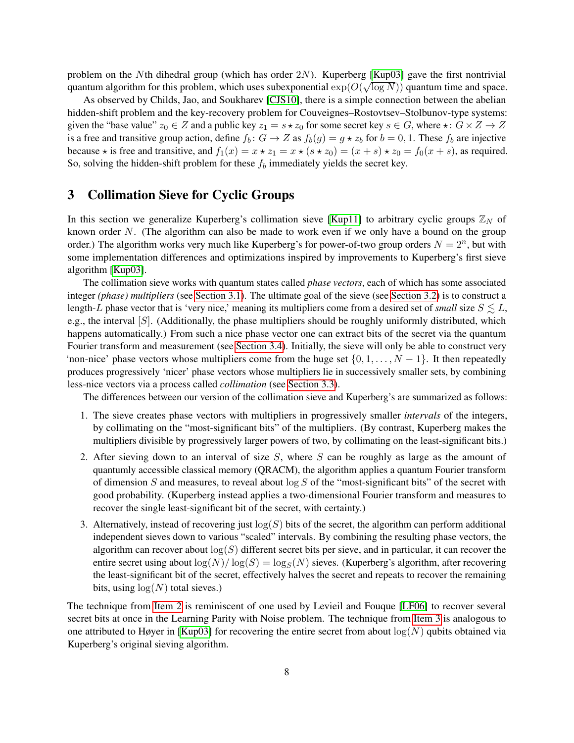problem on the $N$th dihedral group (which has order $2N$). Kuperberg [Kup03] gave the first nontrivial quantum algorithm for this problem, which uses subexponential $\exp(O(\sqrt{\log N}))$ quantum time and space.

As observed by Childs, Jao, and Soukharev [CJS10], there is a simple connection between the abelian hidden-shift problem and the key-recovery problem for Couveignes–Rostovtsev–Stolbunov-type systems: given the "base value" $z_0 \in Z$ and a public key $z_1 = s \star z_0$ for some secret key $s \in G$, where $\star \colon G \times Z \to Z$ is a free and transitive group action, define $f_b \colon G \to Z$ as $f_b(g) = g \star z_b$ for $b = 0, 1$. These $f_b$ are injective because $\star$ is free and transitive, and $f_1(x) = x \star z_1 = x \star (s \star z_0) = (x + s) \star z_0 = f_0(x + s)$, as required. So, solving the hidden-shift problem for these $f_b$ immediately yields the secret key.

# 3 Collimation Sieve for Cyclic Groups

In this section we generalize Kuperberg's collimation sieve [Kup11] to arbitrary cyclic groups $\mathbb{Z}_N$ of known order $N$. (The algorithm can also be made to work even if we only have a bound on the group order.) The algorithm works very much like Kuperberg's for power-of-two group orders $N = 2^n$, but with some implementation differences and optimizations inspired by improvements to Kuperberg's first sieve algorithm [Kup03].

The collimation sieve works with quantum states called *phase vectors*, each of which has some associated integer *(phase) multipliers* (see Section 3.1). The ultimate goal of the sieve (see Section 3.2) is to construct a length-$L$ phase vector that is 'very nice,' meaning its multipliers come from a desired set of *small* size $S \lesssim L$, e.g., the interval $[S]$. (Additionally, the phase multipliers should be roughly uniformly distributed, which happens automatically.) From such a nice phase vector one can extract bits of the secret via the quantum Fourier transform and measurement (see Section 3.4). Initially, the sieve will only be able to construct very 'non-nice' phase vectors whose multipliers come from the huge set $\{0, 1, \ldots, N-1\}$. It then repeatedly produces progressively 'nicer' phase vectors whose multipliers lie in successively smaller sets, by combining less-nice vectors via a process called *collimation* (see Section 3.3).

The differences between our version of the collimation sieve and Kuperberg's are summarized as follows:

1. The sieve creates phase vectors with multipliers in progressively smaller *intervals* of the integers, by collimating on the "most-significant bits" of the multipliers. (By contrast, Kuperberg makes the multipliers divisible by progressively larger powers of two, by collimating on the least-significant bits.)
2. After sieving down to an interval of size $S$, where $S$ can be roughly as large as the amount of quantumly accessible classical memory (QRACM), the algorithm applies a quantum Fourier transform of dimension $S$ and measures, to reveal about $\log S$ of the "most-significant bits" of the secret with good probability. (Kuperberg instead applies a two-dimensional Fourier transform and measures to recover the single least-significant bit of the secret, with certainty.)
3. Alternatively, instead of recovering just $\log(S)$ bits of the secret, the algorithm can perform additional independent sieves down to various "scaled" intervals. By combining the resulting phase vectors, the algorithm can recover about $\log(S)$ different secret bits per sieve, and in particular, it can recover the entire secret using about $\log(N)/\log(S) = \log_S(N)$ sieves. (Kuperberg's algorithm, after recovering the least-significant bit of the secret, effectively halves the secret and repeats to recover the remaining bits, using $\log(N)$ total sieves.)

The technique from Item 2 is reminiscent of one used by Levieil and Fouque [LF06] to recover several secret bits at once in the Learning Parity with Noise problem. The technique from Item 3 is analogous to one attributed to Høyer in [Kup03] for recovering the entire secret from about $\log(N)$ qubits obtained via Kuperberg's original sieving algorithm.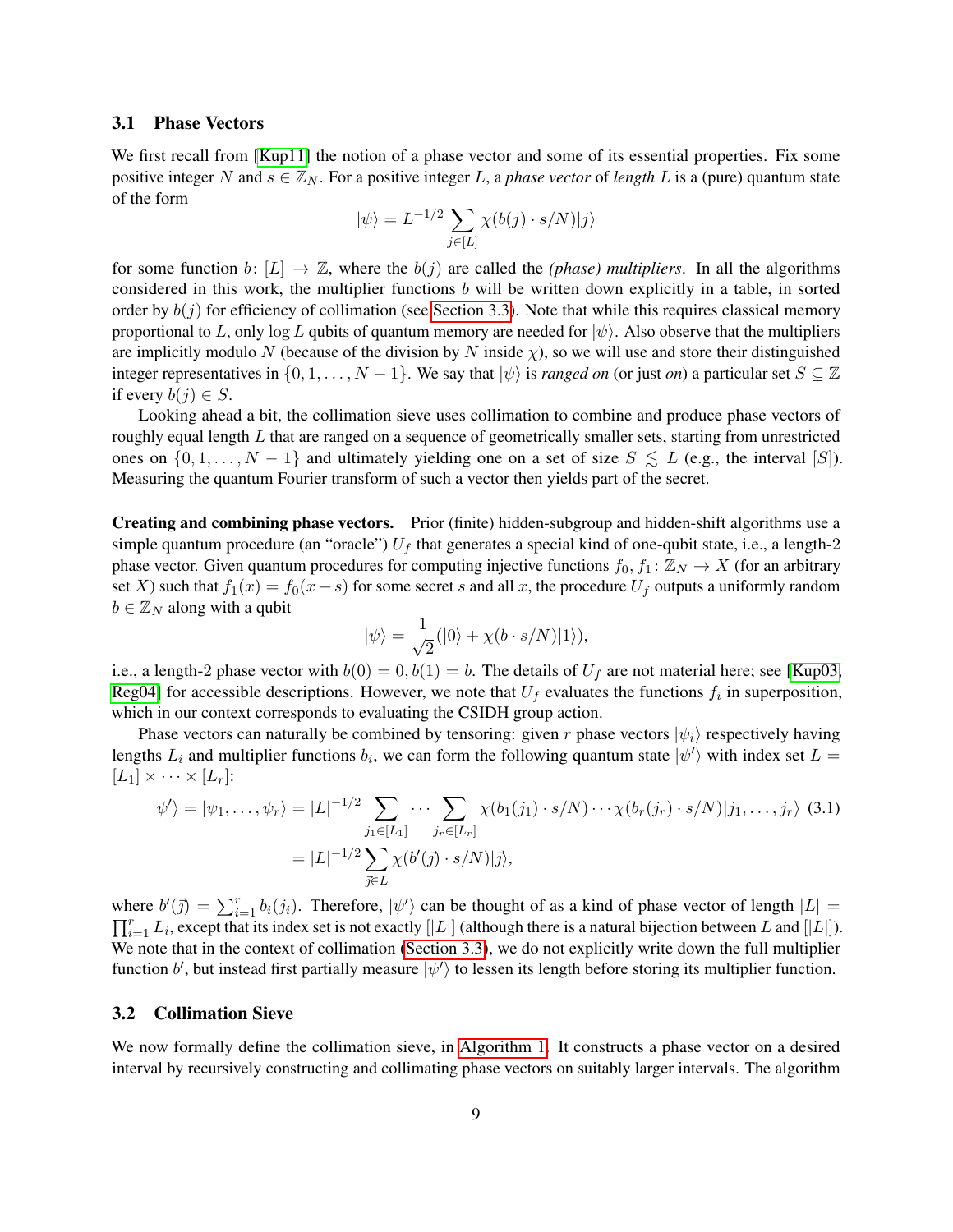### 3.1 Phase Vectors

We first recall from [Kup11] the notion of a phase vector and some of its essential properties. Fix some positive integer $N$ and $s \in \mathbb{Z}_N$. For a positive integer $L$, a *phase vector* of *length* $L$ is a (pure) quantum state of the form

$$|\psi\rangle = L^{-1/2} \sum_{j \in [L]} \chi(b(j) \cdot s/N)|j\rangle$$

for some function $b\colon [L] \to \mathbb{Z}$, where the $b(j)$ are called the *(phase) multipliers*. In all the algorithms considered in this work, the multiplier functions $b$ will be written down explicitly in a table, in sorted order by $b(j)$ for efficiency of collimation (see Section 3.3). Note that while this requires classical memory proportional to $L$, only $\log L$ qubits of quantum memory are needed for $|\psi\rangle$. Also observe that the multipliers are implicitly modulo $N$ (because of the division by $N$ inside $\chi$), so we will use and store their distinguished integer representatives in $\{0, 1, \ldots, N-1\}$. We say that $|\psi\rangle$ is *ranged on* (or just *on*) a particular set $S \subseteq \mathbb{Z}$ if every $b(j) \in S$.

Looking ahead a bit, the collimation sieve uses collimation to combine and produce phase vectors of roughly equal length $L$ that are ranged on a sequence of geometrically smaller sets, starting from unrestricted ones on $\{0, 1, \ldots, N-1\}$ and ultimately yielding one on a set of size $S \lesssim L$ (e.g., the interval $[S]$). Measuring the quantum Fourier transform of such a vector then yields part of the secret.

**Creating and combining phase vectors.** Prior (finite) hidden-subgroup and hidden-shift algorithms use a simple quantum procedure (an "oracle") $U_f$ that generates a special kind of one-qubit state, i.e., a length-2 phase vector. Given quantum procedures for computing injective functions $f_0, f_1\colon \mathbb{Z}_N \to X$ (for an arbitrary set $X$) such that $f_1(x) = f_0(x+s)$ for some secret $s$ and all $x$, the procedure $U_f$ outputs a uniformly random $b \in \mathbb{Z}_N$ along with a qubit

$$|\psi\rangle = \frac{1}{\sqrt{2}}(|0\rangle + \chi(b \cdot s/N)|1\rangle),$$

i.e., a length-2 phase vector with $b(0) = 0, b(1) = b$. The details of $U_f$ are not material here; see [Kup03, Reg04] for accessible descriptions. However, we note that $U_f$ evaluates the functions $f_i$ in superposition, which in our context corresponds to evaluating the CSIDH group action.

Phase vectors can naturally be combined by tensoring: given $r$ phase vectors $|\psi_i\rangle$ respectively having lengths $L_i$ and multiplier functions $b_i$, we can form the following quantum state $|\psi'\rangle$ with index set $L = [L_1] \times \cdots \times [L_r]$:

$$\begin{aligned}|\psi'\rangle = |\psi_1, \ldots, \psi_r\rangle &= |L|^{-1/2} \sum_{j_1 \in [L_1]} \cdots \sum_{j_r \in [L_r]} \chi(b_1(j_1) \cdot s/N) \cdots \chi(b_r(j_r) \cdot s/N)|j_1, \ldots, j_r\rangle \quad (3.1)\\ &= |L|^{-1/2} \sum_{\vec{j} \in L} \chi(b'(\vec{j}) \cdot s/N)|\vec{j}\rangle,\end{aligned}$$

where $b'(\vec{j}) = \sum_{i=1}^{r} b_i(j_i)$. Therefore, $|\psi'\rangle$ can be thought of as a kind of phase vector of length $|L| = \prod_{i=1}^{r} L_i$, except that its index set is not exactly $[|L|]$ (although there is a natural bijection between $L$ and $[|L|]$). We note that in the context of collimation (Section 3.3), we do not explicitly write down the full multiplier function $b'$, but instead first partially measure $|\psi'\rangle$ to lessen its length before storing its multiplier function.

### 3.2 Collimation Sieve

We now formally define the collimation sieve, in Algorithm 1. It constructs a phase vector on a desired interval by recursively constructing and collimating phase vectors on suitably larger intervals. The algorithm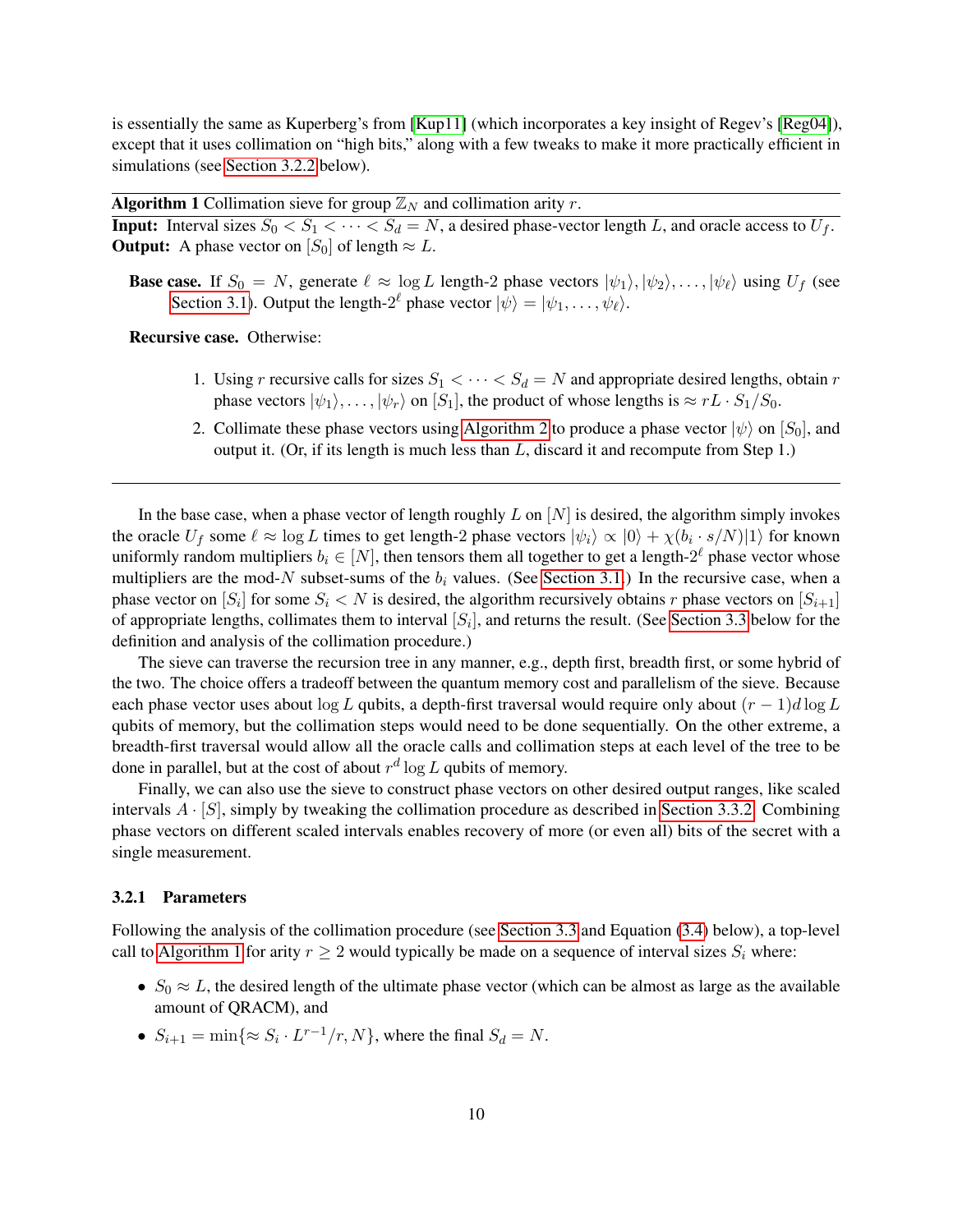is essentially the same as Kuperberg's from [Kup11] (which incorporates a key insight of Regev's [Reg04]), except that it uses collimation on "high bits," along with a few tweaks to make it more practically efficient in simulations (see Section 3.2.2 below).

---

**Algorithm 1** Collimation sieve for group $\mathbb{Z}_N$ and collimation arity $r$.

---

**Input:** Interval sizes $S_0 < S_1 < \cdots < S_d = N$, a desired phase-vector length $L$, and oracle access to $U_f$.
**Output:** A phase vector on $[S_0]$ of length $\approx L$.

**Base case.** If $S_0 = N$, generate $\ell \approx \log L$ length-2 phase vectors $|\psi_1\rangle, |\psi_2\rangle, \ldots, |\psi_\ell\rangle$ using $U_f$ (see Section 3.1). Output the length-$2^\ell$ phase vector $|\psi\rangle = |\psi_1, \ldots, \psi_\ell\rangle$.

**Recursive case.** Otherwise:

1. Using $r$ recursive calls for sizes $S_1 < \cdots < S_d = N$ and appropriate desired lengths, obtain $r$ phase vectors $|\psi_1\rangle, \ldots, |\psi_r\rangle$ on $[S_1]$, the product of whose lengths is $\approx rL \cdot S_1/S_0$.
2. Collimate these phase vectors using Algorithm 2 to produce a phase vector $|\psi\rangle$ on $[S_0]$, and output it. (Or, if its length is much less than $L$, discard it and recompute from Step 1.)

---

In the base case, when a phase vector of length roughly $L$ on $[N]$ is desired, the algorithm simply invokes the oracle $U_f$ some $\ell \approx \log L$ times to get length-2 phase vectors $|\psi_i\rangle \propto |0\rangle + \chi(b_i \cdot s/N)|1\rangle$ for known uniformly random multipliers $b_i \in [N]$, then tensors them all together to get a length-$2^\ell$ phase vector whose multipliers are the mod-$N$ subset-sums of the $b_i$ values. (See Section 3.1.) In the recursive case, when a phase vector on $[S_i]$ for some $S_i < N$ is desired, the algorithm recursively obtains $r$ phase vectors on $[S_{i+1}]$ of appropriate lengths, collimates them to interval $[S_i]$, and returns the result. (See Section 3.3 below for the definition and analysis of the collimation procedure.)

The sieve can traverse the recursion tree in any manner, e.g., depth first, breadth first, or some hybrid of the two. The choice offers a tradeoff between the quantum memory cost and parallelism of the sieve. Because each phase vector uses about $\log L$ qubits, a depth-first traversal would require only about $(r-1)d \log L$ qubits of memory, but the collimation steps would need to be done sequentially. On the other extreme, a breadth-first traversal would allow all the oracle calls and collimation steps at each level of the tree to be done in parallel, but at the cost of about $r^d \log L$ qubits of memory.

Finally, we can also use the sieve to construct phase vectors on other desired output ranges, like scaled intervals $A \cdot [S]$, simply by tweaking the collimation procedure as described in Section 3.3.2. Combining phase vectors on different scaled intervals enables recovery of more (or even all) bits of the secret with a single measurement.

### 3.2.1 Parameters

Following the analysis of the collimation procedure (see Section 3.3 and Equation (3.4) below), a top-level call to Algorithm 1 for arity $r \geq 2$ would typically be made on a sequence of interval sizes $S_i$ where:

- $S_0 \approx L$, the desired length of the ultimate phase vector (which can be almost as large as the available amount of QRACM), and
- $S_{i+1} = \min\{\approx S_i \cdot L^{r-1}/r, N\}$, where the final $S_d = N$.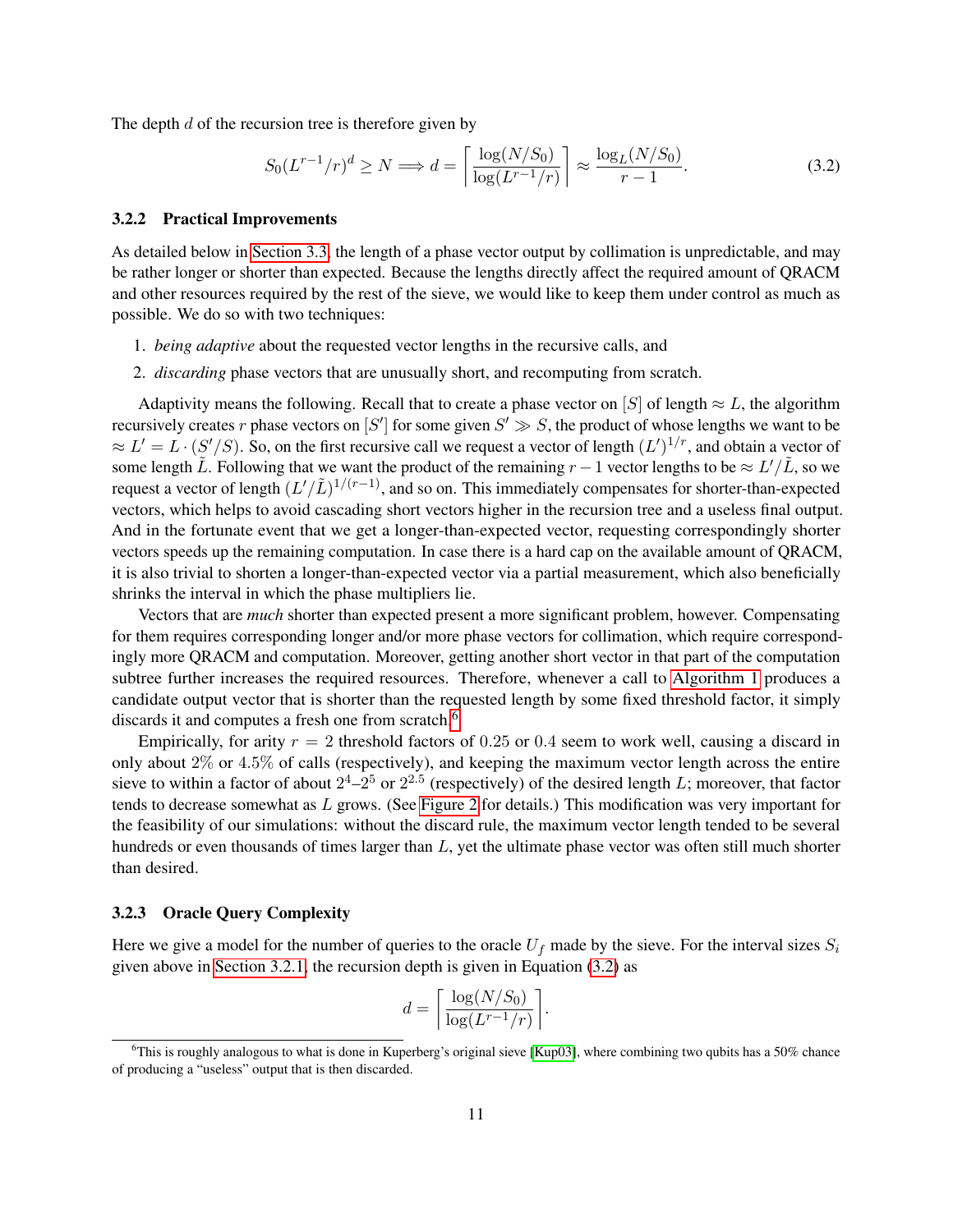The depth $d$ of the recursion tree is therefore given by

$$S_0(L^{r-1}/r)^d \geq N \implies d = \left\lceil \frac{\log(N/S_0)}{\log(L^{r-1}/r)} \right\rceil \approx \frac{\log_L(N/S_0)}{r-1}. \tag{3.2}$$

### 3.2.2 Practical Improvements

As detailed below in Section 3.3, the length of a phase vector output by collimation is unpredictable, and may be rather longer or shorter than expected. Because the lengths directly affect the required amount of QRACM and other resources required by the rest of the sieve, we would like to keep them under control as much as possible. We do so with two techniques:

1. *being adaptive* about the requested vector lengths in the recursive calls, and
2. *discarding* phase vectors that are unusually short, and recomputing from scratch.

Adaptivity means the following. Recall that to create a phase vector on $[S]$ of length $\approx L$, the algorithm recursively creates $r$ phase vectors on $[S']$ for some given $S' \gg S$, the product of whose lengths we want to be $\approx L' = L \cdot (S'/S)$. So, on the first recursive call we request a vector of length $(L')^{1/r}$, and obtain a vector of some length $\tilde{L}$. Following that we want the product of the remaining $r-1$ vector lengths to be $\approx L'/\tilde{L}$, so we request a vector of length $(L'/\tilde{L})^{1/(r-1)}$, and so on. This immediately compensates for shorter-than-expected vectors, which helps to avoid cascading short vectors higher in the recursion tree and a useless final output. And in the fortunate event that we get a longer-than-expected vector, requesting correspondingly shorter vectors speeds up the remaining computation. In case there is a hard cap on the available amount of QRACM, it is also trivial to shorten a longer-than-expected vector via a partial measurement, which also beneficially shrinks the interval in which the phase multipliers lie.

Vectors that are *much* shorter than expected present a more significant problem, however. Compensating for them requires corresponding longer and/or more phase vectors for collimation, which require correspondingly more QRACM and computation. Moreover, getting another short vector in that part of the computation subtree further increases the required resources. Therefore, whenever a call to Algorithm 1 produces a candidate output vector that is shorter than the requested length by some fixed threshold factor, it simply discards it and computes a fresh one from scratch.[6]

Empirically, for arity $r = 2$ threshold factors of $0.25$ or $0.4$ seem to work well, causing a discard in only about $2\%$ or $4.5\%$ of calls (respectively), and keeping the maximum vector length across the entire sieve to within a factor of about $2^4$–$2^5$ or $2^{2.5}$ (respectively) of the desired length $L$; moreover, that factor tends to decrease somewhat as $L$ grows. (See Figure 2 for details.) This modification was very important for the feasibility of our simulations: without the discard rule, the maximum vector length tended to be several hundreds or even thousands of times larger than $L$, yet the ultimate phase vector was often still much shorter than desired.

### 3.2.3 Oracle Query Complexity

Here we give a model for the number of queries to the oracle $U_f$ made by the sieve. For the interval sizes $S_i$ given above in Section 3.2.1, the recursion depth is given in Equation (3.2) as

$$d = \left\lceil \frac{\log(N/S_0)}{\log(L^{r-1}/r)} \right\rceil.$$

[6] This is roughly analogous to what is done in Kuperberg's original sieve [Kup03], where combining two qubits has a 50% chance of producing a "useless" output that is then discarded.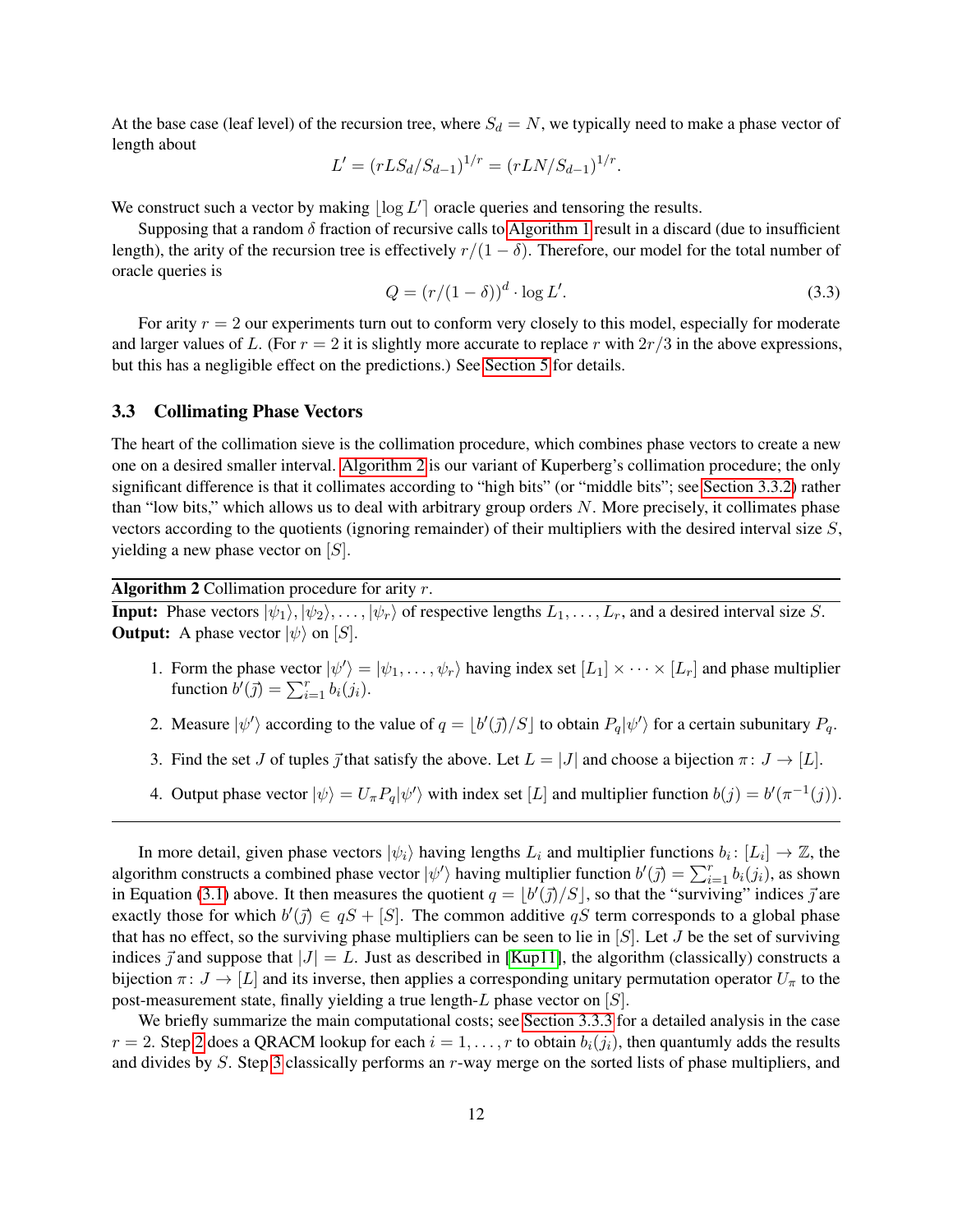At the base case (leaf level) of the recursion tree, where $S_d = N$, we typically need to make a phase vector of length about

$$L' = (rLS_d/S_{d-1})^{1/r} = (rLN/S_{d-1})^{1/r}.$$

We construct such a vector by making $\lfloor \log L' \rceil$ oracle queries and tensoring the results.

Supposing that a random $\delta$ fraction of recursive calls to Algorithm 1 result in a discard (due to insufficient length), the arity of the recursion tree is effectively $r/(1-\delta)$. Therefore, our model for the total number of oracle queries is

$$Q = (r/(1-\delta))^d \cdot \log L'. \tag{3.3}$$

For arity $r = 2$ our experiments turn out to conform very closely to this model, especially for moderate and larger values of $L$. (For $r = 2$ it is slightly more accurate to replace $r$ with $2r/3$ in the above expressions, but this has a negligible effect on the predictions.) See Section 5 for details.

### 3.3 Collimating Phase Vectors

The heart of the collimation sieve is the collimation procedure, which combines phase vectors to create a new one on a desired smaller interval. Algorithm 2 is our variant of Kuperberg's collimation procedure; the only significant difference is that it collimates according to "high bits" (or "middle bits"; see Section 3.3.2) rather than "low bits," which allows us to deal with arbitrary group orders $N$. More precisely, it collimates phase vectors according to the quotients (ignoring remainder) of their multipliers with the desired interval size $S$, yielding a new phase vector on $[S]$.

---

**Algorithm 2** Collimation procedure for arity $r$.

**Input:** Phase vectors $|\psi_1\rangle, |\psi_2\rangle, \ldots, |\psi_r\rangle$ of respective lengths $L_1, \ldots, L_r$, and a desired interval size $S$.
**Output:** A phase vector $|\psi\rangle$ on $[S]$.

1. Form the phase vector $|\psi'\rangle = |\psi_1, \ldots, \psi_r\rangle$ having index set $[L_1] \times \cdots \times [L_r]$ and phase multiplier function $b'(\vec{j}) = \sum_{i=1}^r b_i(j_i)$.
2. Measure $|\psi'\rangle$ according to the value of $q = \lfloor b'(\vec{j})/S \rfloor$ to obtain $P_q|\psi'\rangle$ for a certain subunitary $P_q$.
3. Find the set $J$ of tuples $\vec{j}$ that satisfy the above. Let $L = |J|$ and choose a bijection $\pi \colon J \to [L]$.
4. Output phase vector $|\psi\rangle = U_\pi P_q |\psi'\rangle$ with index set $[L]$ and multiplier function $b(j) = b'(\pi^{-1}(j))$.

---

In more detail, given phase vectors $|\psi_i\rangle$ having lengths $L_i$ and multiplier functions $b_i \colon [L_i] \to \mathbb{Z}$, the algorithm constructs a combined phase vector $|\psi'\rangle$ having multiplier function $b'(\vec{j}) = \sum_{i=1}^r b_i(j_i)$, as shown in Equation (3.1) above. It then measures the quotient $q = \lfloor b'(\vec{j})/S \rfloor$, so that the "surviving" indices $\vec{j}$ are exactly those for which $b'(\vec{j}) \in qS + [S]$. The common additive $qS$ term corresponds to a global phase that has no effect, so the surviving phase multipliers can be seen to lie in $[S]$. Let $J$ be the set of surviving indices $\vec{j}$ and suppose that $|J| = L$. Just as described in [Kup11], the algorithm (classically) constructs a bijection $\pi \colon J \to [L]$ and its inverse, then applies a corresponding unitary permutation operator $U_\pi$ to the post-measurement state, finally yielding a true length-$L$ phase vector on $[S]$.

We briefly summarize the main computational costs; see Section 3.3.3 for a detailed analysis in the case $r = 2$. Step 2 does a QRACM lookup for each $i = 1, \ldots, r$ to obtain $b_i(j_i)$, then quantumly adds the results and divides by $S$. Step 3 classically performs an $r$-way merge on the sorted lists of phase multipliers, and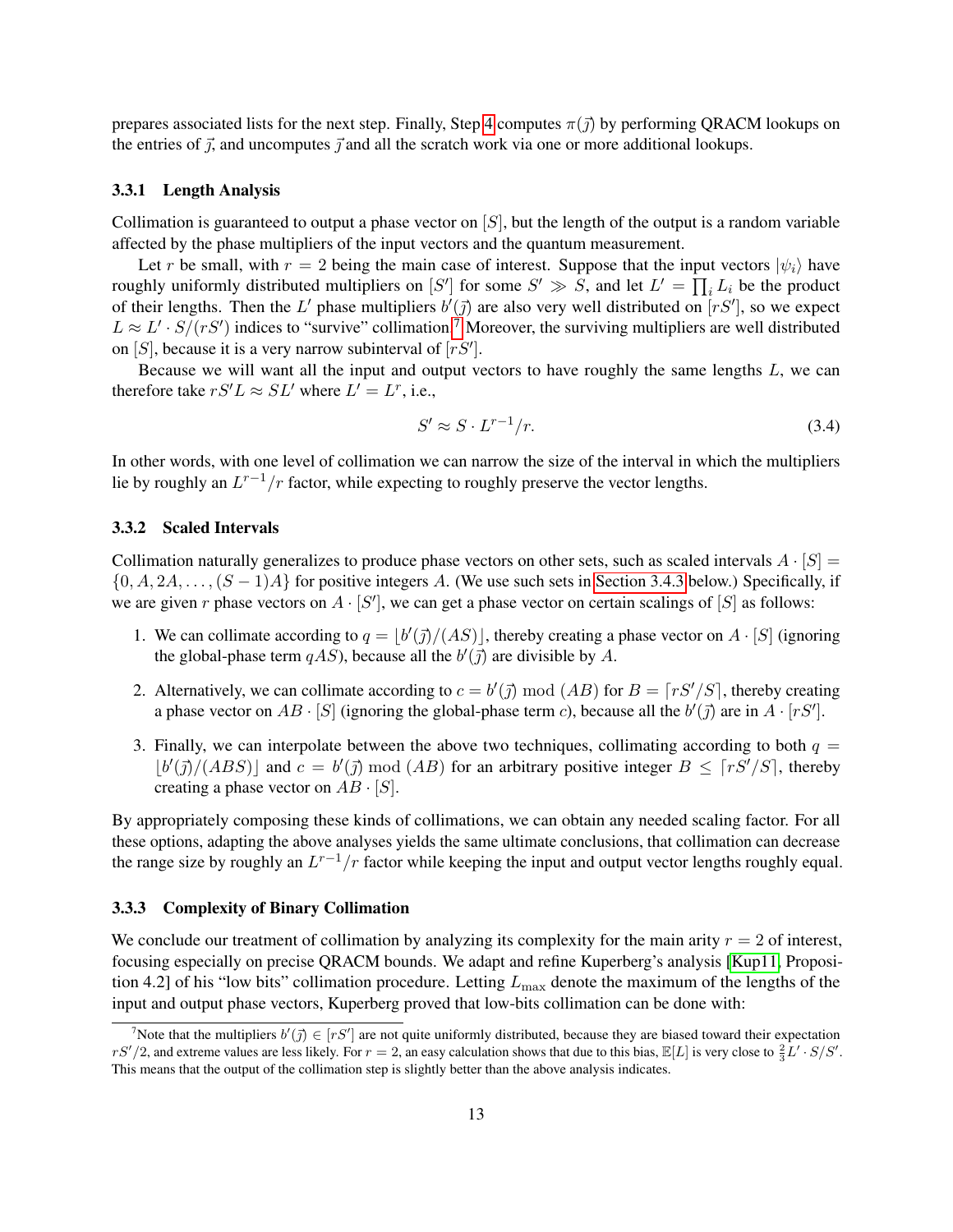prepares associated lists for the next step. Finally, Step 4 computes $\pi(\vec{j})$ by performing QRACM lookups on the entries of $\vec{j}$, and uncomputes $\vec{j}$ and all the scratch work via one or more additional lookups.

### 3.3.1 Length Analysis

Collimation is guaranteed to output a phase vector on $[S]$, but the length of the output is a random variable affected by the phase multipliers of the input vectors and the quantum measurement.

Let $r$ be small, with $r = 2$ being the main case of interest. Suppose that the input vectors $|\psi_i\rangle$ have roughly uniformly distributed multipliers on $[S']$ for some $S' \gg S$, and let $L' = \prod_i L_i$ be the product of their lengths. Then the $L'$ phase multipliers $b'(\vec{j})$ are also very well distributed on $[rS']$, so we expect $L \approx L' \cdot S/(rS')$ indices to "survive" collimation.[7] Moreover, the surviving multipliers are well distributed on $[S]$, because it is a very narrow subinterval of $[rS']$.

Because we will want all the input and output vectors to have roughly the same lengths $L$, we can therefore take $rS'L \approx SL'$ where $L' = L^r$, i.e.,

$$S' \approx S \cdot L^{r-1}/r. \tag{3.4}$$

In other words, with one level of collimation we can narrow the size of the interval in which the multipliers lie by roughly an $L^{r-1}/r$ factor, while expecting to roughly preserve the vector lengths.

### 3.3.2 Scaled Intervals

Collimation naturally generalizes to produce phase vectors on other sets, such as scaled intervals $A \cdot [S] = \{0, A, 2A, \ldots, (S-1)A\}$ for positive integers $A$. (We use such sets in Section 3.4.3 below.) Specifically, if we are given $r$ phase vectors on $A \cdot [S']$, we can get a phase vector on certain scalings of $[S]$ as follows:

1. We can collimate according to $q = \lfloor b'(\vec{j})/(AS) \rfloor$, thereby creating a phase vector on $A \cdot [S]$ (ignoring the global-phase term $qAS$), because all the $b'(\vec{j})$ are divisible by $A$.
2. Alternatively, we can collimate according to $c = b'(\vec{j}) \bmod (AB)$ for $B = \lceil rS'/S \rceil$, thereby creating a phase vector on $AB \cdot [S]$ (ignoring the global-phase term $c$), because all the $b'(\vec{j})$ are in $A \cdot [rS']$.
3. Finally, we can interpolate between the above two techniques, collimating according to both $q = \lfloor b'(\vec{j})/(ABS) \rfloor$ and $c = b'(\vec{j}) \bmod (AB)$ for an arbitrary positive integer $B \leq \lceil rS'/S \rceil$, thereby creating a phase vector on $AB \cdot [S]$.

By appropriately composing these kinds of collimations, we can obtain any needed scaling factor. For all these options, adapting the above analyses yields the same ultimate conclusions, that collimation can decrease the range size by roughly an $L^{r-1}/r$ factor while keeping the input and output vector lengths roughly equal.

### 3.3.3 Complexity of Binary Collimation

We conclude our treatment of collimation by analyzing its complexity for the main arity $r = 2$ of interest, focusing especially on precise QRACM bounds. We adapt and refine Kuperberg's analysis [Kup11, Proposition 4.2] of his "low bits" collimation procedure. Letting $L_{\max}$ denote the maximum of the lengths of the input and output phase vectors, Kuperberg proved that low-bits collimation can be done with:

[7] Note that the multipliers $b'(\vec{j}) \in [rS']$ are not quite uniformly distributed, because they are biased toward their expectation $rS'/2$, and extreme values are less likely. For $r = 2$, an easy calculation shows that due to this bias, $\mathbb{E}[L]$ is very close to $\frac{2}{3}L' \cdot S/S'$. This means that the output of the collimation step is slightly better than the above analysis indicates.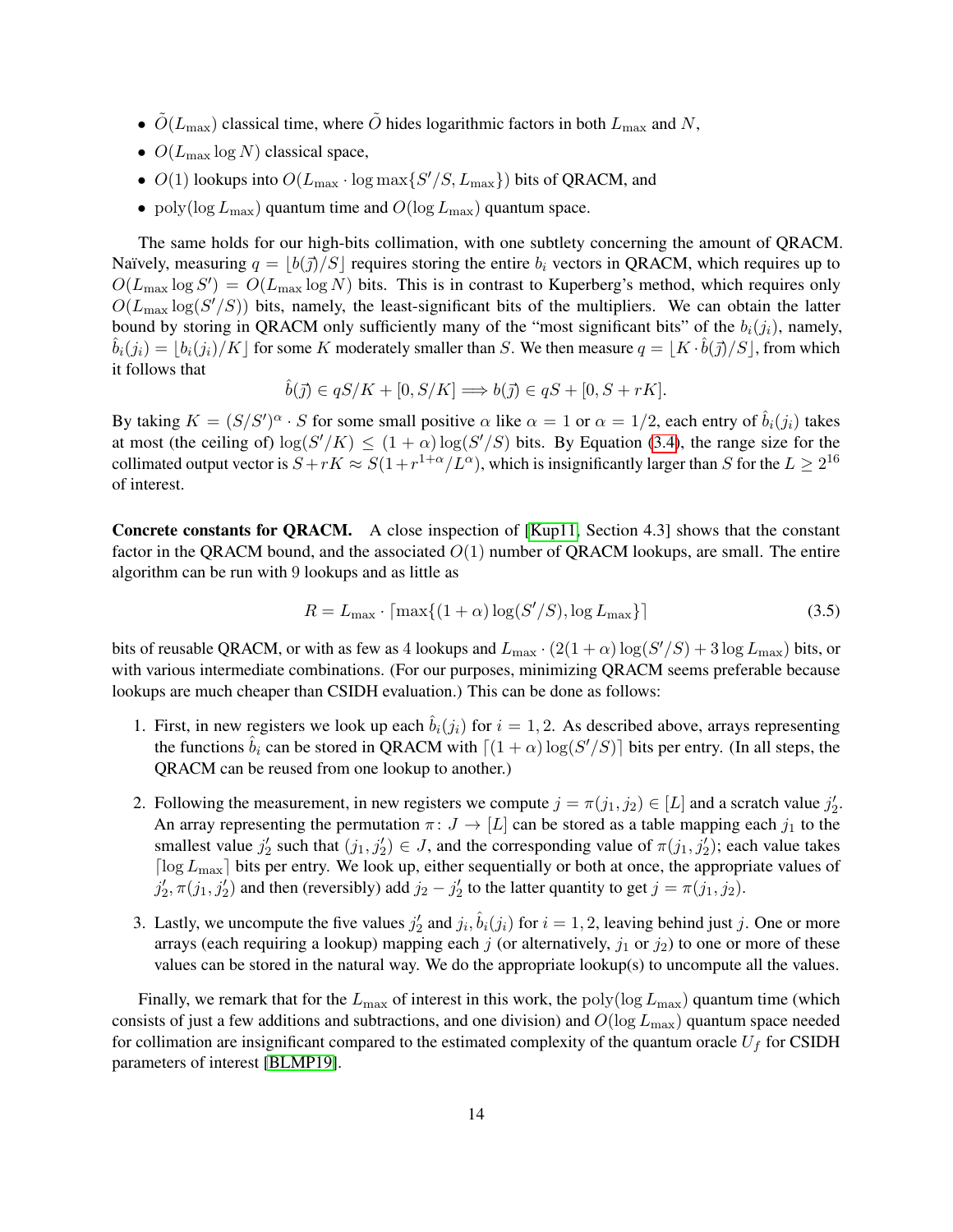- $\tilde{O}(L_{\max})$ classical time, where $\tilde{O}$ hides logarithmic factors in both $L_{\max}$ and $N$,
- $O(L_{\max} \log N)$ classical space,
- $O(1)$ lookups into $O(L_{\max} \cdot \log \max\{S'/S, L_{\max}\})$ bits of QRACM, and
- $\mathrm{poly}(\log L_{\max})$ quantum time and $O(\log L_{\max})$ quantum space.

The same holds for our high-bits collimation, with one subtlety concerning the amount of QRACM. Naïvely, measuring $q = \lfloor b(\vec{j})/S \rfloor$ requires storing the entire $b_i$ vectors in QRACM, which requires up to $O(L_{\max} \log S') = O(L_{\max} \log N)$ bits. This is in contrast to Kuperberg's method, which requires only $O(L_{\max} \log(S'/S))$ bits, namely, the least-significant bits of the multipliers. We can obtain the latter bound by storing in QRACM only sufficiently many of the "most significant bits" of the $b_i(j_i)$, namely, $\hat{b}_i(j_i) = \lfloor b_i(j_i)/K \rfloor$ for some $K$ moderately smaller than $S$. We then measure $q = \lfloor K \cdot \hat{b}(\vec{j})/S \rfloor$, from which it follows that

$$\hat{b}(\vec{j}) \in qS/K + [0, S/K] \Longrightarrow b(\vec{j}) \in qS + [0, S + rK].$$

By taking $K = (S/S')^{\alpha} \cdot S$ for some small positive $\alpha$ like $\alpha = 1$ or $\alpha = 1/2$, each entry of $\hat{b}_i(j_i)$ takes at most (the ceiling of) $\log(S'/K) \leq (1+\alpha)\log(S'/S)$ bits. By Equation (3.4), the range size for the collimated output vector is $S + rK \approx S(1 + r^{1+\alpha}/L^{\alpha})$, which is insignificantly larger than $S$ for the $L \geq 2^{16}$ of interest.

**Concrete constants for QRACM.** A close inspection of [Kup11, Section 4.3] shows that the constant factor in the QRACM bound, and the associated $O(1)$ number of QRACM lookups, are small. The entire algorithm can be run with 9 lookups and as little as

$$R = L_{\max} \cdot \lceil \max\{(1+\alpha)\log(S'/S), \log L_{\max}\} \rceil \tag{3.5}$$

bits of reusable QRACM, or with as few as 4 lookups and $L_{\max} \cdot (2(1+\alpha)\log(S'/S) + 3\log L_{\max})$ bits, or with various intermediate combinations. (For our purposes, minimizing QRACM seems preferable because lookups are much cheaper than CSIDH evaluation.) This can be done as follows:

1. First, in new registers we look up each $\hat{b}_i(j_i)$ for $i = 1, 2$. As described above, arrays representing the functions $\hat{b}_i$ can be stored in QRACM with $\lceil (1+\alpha)\log(S'/S) \rceil$ bits per entry. (In all steps, the QRACM can be reused from one lookup to another.)
2. Following the measurement, in new registers we compute $j = \pi(j_1, j_2) \in [L]$ and a scratch value $j_2'$. An array representing the permutation $\pi \colon J \to [L]$ can be stored as a table mapping each $j_1$ to the smallest value $j_2'$ such that $(j_1, j_2') \in J$, and the corresponding value of $\pi(j_1, j_2')$; each value takes $\lceil \log L_{\max} \rceil$ bits per entry. We look up, either sequentially or both at once, the appropriate values of $j_2', \pi(j_1, j_2')$ and then (reversibly) add $j_2 - j_2'$ to the latter quantity to get $j = \pi(j_1, j_2)$.
3. Lastly, we uncompute the five values $j_2'$ and $j_i, \hat{b}_i(j_i)$ for $i = 1, 2$, leaving behind just $j$. One or more arrays (each requiring a lookup) mapping each $j$ (or alternatively, $j_1$ or $j_2$) to one or more of these values can be stored in the natural way. We do the appropriate lookup(s) to uncompute all the values.

Finally, we remark that for the $L_{\max}$ of interest in this work, the $\mathrm{poly}(\log L_{\max})$ quantum time (which consists of just a few additions and subtractions, and one division) and $O(\log L_{\max})$ quantum space needed for collimation are insignificant compared to the estimated complexity of the quantum oracle $U_f$ for CSIDH parameters of interest [BLMP19].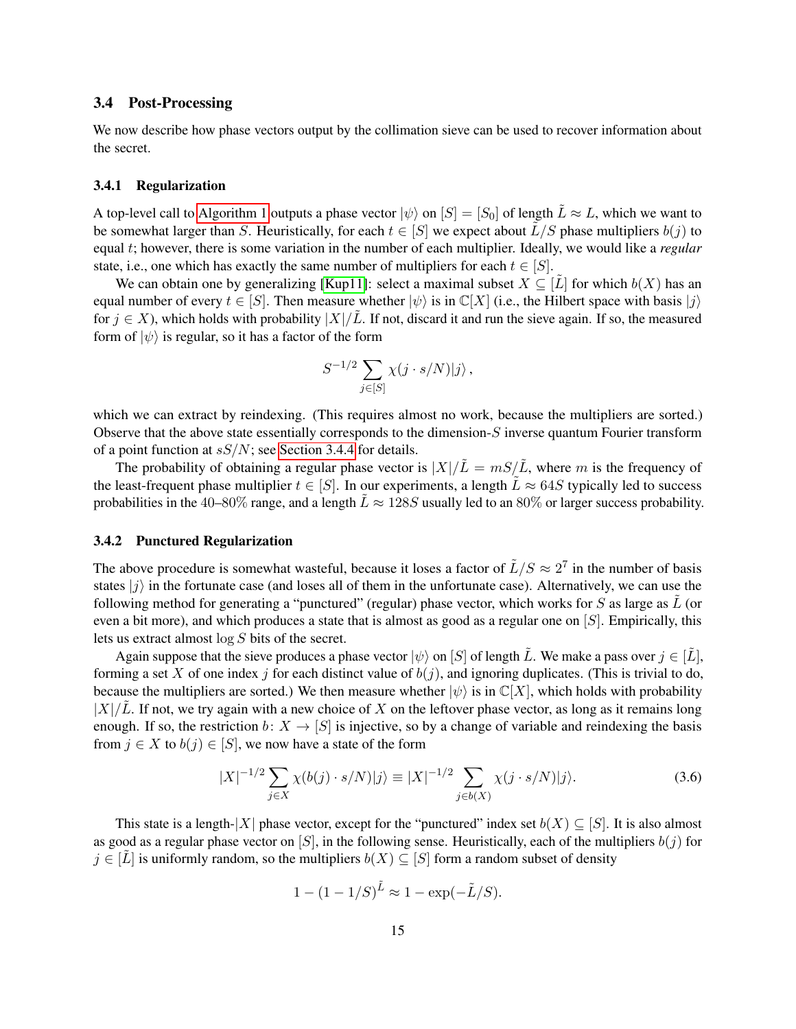### 3.4 Post-Processing

We now describe how phase vectors output by the collimation sieve can be used to recover information about the secret.

#### 3.4.1 Regularization

A top-level call to Algorithm 1 outputs a phase vector $|\psi\rangle$ on $[S] = [S_0]$ of length $\tilde{L} \approx L$, which we want to be somewhat larger than $S$. Heuristically, for each $t \in [S]$ we expect about $\tilde{L}/S$ phase multipliers $b(j)$ to equal $t$; however, there is some variation in the number of each multiplier. Ideally, we would like a *regular* state, i.e., one which has exactly the same number of multipliers for each $t \in [S]$.

We can obtain one by generalizing [Kup11]: select a maximal subset $X \subseteq [\tilde{L}]$ for which $b(X)$ has an equal number of every $t \in [S]$. Then measure whether $|\psi\rangle$ is in $\mathbb{C}[X]$ (i.e., the Hilbert space with basis $|j\rangle$ for $j \in X$), which holds with probability $|X|/\tilde{L}$. If not, discard it and run the sieve again. If so, the measured form of $|\psi\rangle$ is regular, so it has a factor of the form

$$S^{-1/2} \sum_{j \in [S]} \chi(j \cdot s/N) |j\rangle \,,$$

which we can extract by reindexing. (This requires almost no work, because the multipliers are sorted.) Observe that the above state essentially corresponds to the dimension-$S$ inverse quantum Fourier transform of a point function at $sS/N$; see Section 3.4.4 for details.

The probability of obtaining a regular phase vector is $|X|/\tilde{L} = mS/\tilde{L}$, where $m$ is the frequency of the least-frequent phase multiplier $t \in [S]$. In our experiments, a length $\tilde{L} \approx 64S$ typically led to success probabilities in the 40–80% range, and a length $\tilde{L} \approx 128S$ usually led to an 80% or larger success probability.

#### 3.4.2 Punctured Regularization

The above procedure is somewhat wasteful, because it loses a factor of $\tilde{L}/S \approx 2^7$ in the number of basis states $|j\rangle$ in the fortunate case (and loses all of them in the unfortunate case). Alternatively, we can use the following method for generating a "punctured" (regular) phase vector, which works for $S$ as large as $\tilde{L}$ (or even a bit more), and which produces a state that is almost as good as a regular one on $[S]$. Empirically, this lets us extract almost $\log S$ bits of the secret.

Again suppose that the sieve produces a phase vector $|\psi\rangle$ on $[S]$ of length $\tilde{L}$. We make a pass over $j \in [\tilde{L}]$, forming a set $X$ of one index $j$ for each distinct value of $b(j)$, and ignoring duplicates. (This is trivial to do, because the multipliers are sorted.) We then measure whether $|\psi\rangle$ is in $\mathbb{C}[X]$, which holds with probability $|X|/\tilde{L}$. If not, we try again with a new choice of $X$ on the leftover phase vector, as long as it remains long enough. If so, the restriction $b \colon X \to [S]$ is injective, so by a change of variable and reindexing the basis from $j \in X$ to $b(j) \in [S]$, we now have a state of the form

$$|X|^{-1/2} \sum_{j \in X} \chi(b(j) \cdot s/N) |j\rangle \equiv |X|^{-1/2} \sum_{j \in b(X)} \chi(j \cdot s/N) |j\rangle. \tag{3.6}$$

This state is a length-$|X|$ phase vector, except for the "punctured" index set $b(X) \subseteq [S]$. It is also almost as good as a regular phase vector on $[S]$, in the following sense. Heuristically, each of the multipliers $b(j)$ for $j \in [\tilde{L}]$ is uniformly random, so the multipliers $b(X) \subseteq [S]$ form a random subset of density

$$1 - (1 - 1/S)^{\tilde{L}} \approx 1 - \exp(-\tilde{L}/S).$$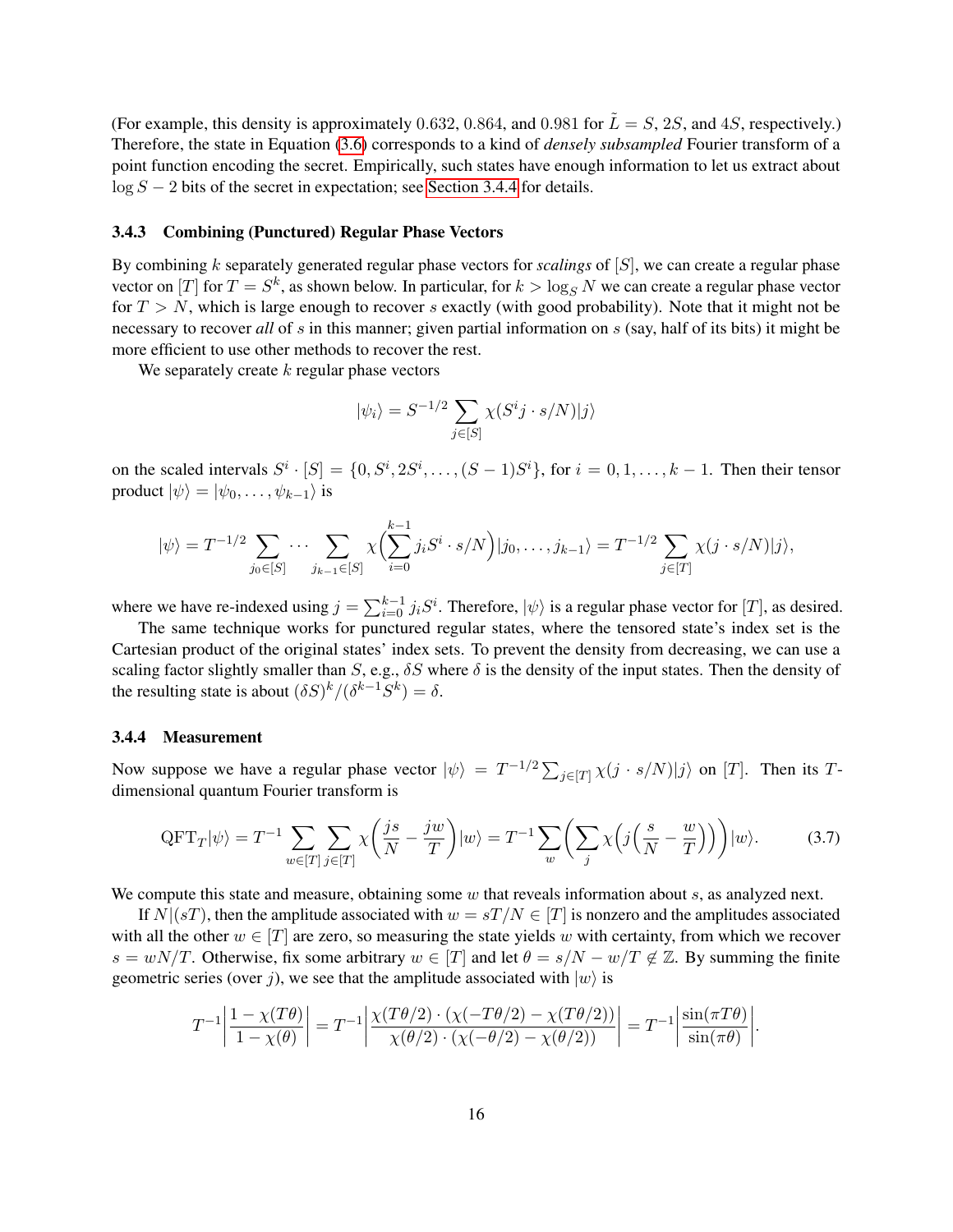(For example, this density is approximately 0.632, 0.864, and 0.981 for $\tilde{L} = S$, $2S$, and $4S$, respectively.) Therefore, the state in Equation (3.6) corresponds to a kind of *densely subsampled* Fourier transform of a point function encoding the secret. Empirically, such states have enough information to let us extract about $\log S - 2$ bits of the secret in expectation; see Section 3.4.4 for details.

### 3.4.3 Combining (Punctured) Regular Phase Vectors

By combining $k$ separately generated regular phase vectors for *scalings* of $[S]$, we can create a regular phase vector on $[T]$ for $T = S^k$, as shown below. In particular, for $k > \log_S N$ we can create a regular phase vector for $T > N$, which is large enough to recover $s$ exactly (with good probability). Note that it might not be necessary to recover *all* of $s$ in this manner; given partial information on $s$ (say, half of its bits) it might be more efficient to use other methods to recover the rest.

We separately create $k$ regular phase vectors

$$|\psi_i\rangle = S^{-1/2} \sum_{j \in [S]} \chi(S^i j \cdot s/N)|j\rangle$$

on the scaled intervals $S^i \cdot [S] = \{0, S^i, 2S^i, \ldots, (S-1)S^i\}$, for $i = 0, 1, \ldots, k-1$. Then their tensor product $|\psi\rangle = |\psi_0, \ldots, \psi_{k-1}\rangle$ is

$$|\psi\rangle = T^{-1/2} \sum_{j_0 \in [S]} \cdots \sum_{j_{k-1} \in [S]} \chi\Big(\sum_{i=0}^{k-1} j_i S^i \cdot s/N\Big)|j_0, \ldots, j_{k-1}\rangle = T^{-1/2} \sum_{j \in [T]} \chi(j \cdot s/N)|j\rangle,$$

where we have re-indexed using $j = \sum_{i=0}^{k-1} j_i S^i$. Therefore, $|\psi\rangle$ is a regular phase vector for $[T]$, as desired.

The same technique works for punctured regular states, where the tensored state's index set is the Cartesian product of the original states' index sets. To prevent the density from decreasing, we can use a scaling factor slightly smaller than $S$, e.g., $\delta S$ where $\delta$ is the density of the input states. Then the density of the resulting state is about $(\delta S)^k / (\delta^{k-1} S^k) = \delta$.

### 3.4.4 Measurement

Now suppose we have a regular phase vector $|\psi\rangle = T^{-1/2} \sum_{j \in [T]} \chi(j \cdot s/N)|j\rangle$ on $[T]$. Then its $T$-dimensional quantum Fourier transform is

$$\mathrm{QFT}_T|\psi\rangle = T^{-1} \sum_{w \in [T]} \sum_{j \in [T]} \chi\Big(\frac{js}{N} - \frac{jw}{T}\Big)|w\rangle = T^{-1} \sum_{w} \Big(\sum_{j} \chi\Big(j\Big(\frac{s}{N} - \frac{w}{T}\Big)\Big)\Big)|w\rangle. \tag{3.7}$$

We compute this state and measure, obtaining some $w$ that reveals information about $s$, as analyzed next.

If $N | (sT)$, then the amplitude associated with $w = sT/N \in [T]$ is nonzero and the amplitudes associated with all the other $w \in [T]$ are zero, so measuring the state yields $w$ with certainty, from which we recover $s = wN/T$. Otherwise, fix some arbitrary $w \in [T]$ and let $\theta = s/N - w/T \notin \mathbb{Z}$. By summing the finite geometric series (over $j$), we see that the amplitude associated with $|w\rangle$ is

$$T^{-1} \left| \frac{1 - \chi(T\theta)}{1 - \chi(\theta)} \right| = T^{-1} \left| \frac{\chi(T\theta/2) \cdot (\chi(-T\theta/2) - \chi(T\theta/2))}{\chi(\theta/2) \cdot (\chi(-\theta/2) - \chi(\theta/2))} \right| = T^{-1} \left| \frac{\sin(\pi T\theta)}{\sin(\pi\theta)} \right|.$$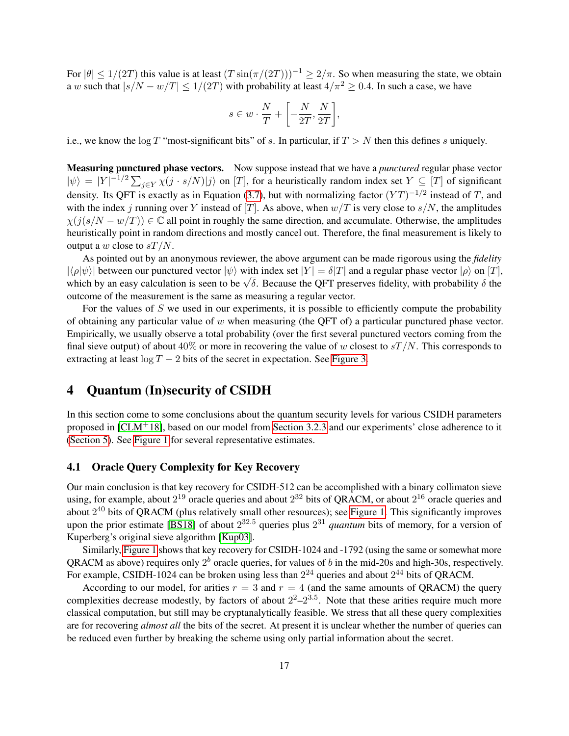For $|\theta| \leq 1/(2T)$ this value is at least $(T \sin(\pi/(2T)))^{-1} \geq 2/\pi$. So when measuring the state, we obtain a $w$ such that $|s/N - w/T| \leq 1/(2T)$ with probability at least $4/\pi^2 \geq 0.4$. In such a case, we have

$$s \in w \cdot \frac{N}{T} + \left[-\frac{N}{2T}, \frac{N}{2T}\right],$$

i.e., we know the $\log T$ "most-significant bits" of $s$. In particular, if $T > N$ then this defines $s$ uniquely.

**Measuring punctured phase vectors.** Now suppose instead that we have a *punctured* regular phase vector $|\psi\rangle = |Y|^{-1/2} \sum_{j \in Y} \chi(j \cdot s/N)|j\rangle$ on $[T]$, for a heuristically random index set $Y \subseteq [T]$ of significant density. Its QFT is exactly as in Equation (3.7), but with normalizing factor $(YT)^{-1/2}$ instead of $T$, and with the index $j$ running over $Y$ instead of $[T]$. As above, when $w/T$ is very close to $s/N$, the amplitudes $\chi(j(s/N - w/T)) \in \mathbb{C}$ all point in roughly the same direction, and accumulate. Otherwise, the amplitudes heuristically point in random directions and mostly cancel out. Therefore, the final measurement is likely to output a $w$ close to $sT/N$.

As pointed out by an anonymous reviewer, the above argument can be made rigorous using the *fidelity* $|\langle\rho|\psi\rangle|$ between our punctured vector $|\psi\rangle$ with index set $|Y| = \delta|T|$ and a regular phase vector $|\rho\rangle$ on $[T]$, which by an easy calculation is seen to be $\sqrt{\delta}$. Because the QFT preserves fidelity, with probability $\delta$ the outcome of the measurement is the same as measuring a regular vector.

For the values of $S$ we used in our experiments, it is possible to efficiently compute the probability of obtaining any particular value of $w$ when measuring (the QFT of) a particular punctured phase vector. Empirically, we usually observe a total probability (over the first several punctured vectors coming from the final sieve output) of about 40% or more in recovering the value of $w$ closest to $sT/N$. This corresponds to extracting at least $\log T - 2$ bits of the secret in expectation. See Figure 3.

# 4 Quantum (In)security of CSIDH

In this section come to some conclusions about the quantum security levels for various CSIDH parameters proposed in [CLM+18], based on our model from Section 3.2.3 and our experiments' close adherence to it (Section 5). See Figure 1 for several representative estimates.

## 4.1 Oracle Query Complexity for Key Recovery

Our main conclusion is that key recovery for CSIDH-512 can be accomplished with a binary collimaton sieve using, for example, about $2^{19}$ oracle queries and about $2^{32}$ bits of QRACM, or about $2^{16}$ oracle queries and about $2^{40}$ bits of QRACM (plus relatively small other resources); see Figure 1. This significantly improves upon the prior estimate [BS18] of about $2^{32.5}$ queries plus $2^{31}$ *quantum* bits of memory, for a version of Kuperberg's original sieve algorithm [Kup03].

Similarly, Figure 1 shows that key recovery for CSIDH-1024 and -1792 (using the same or somewhat more QRACM as above) requires only $2^b$ oracle queries, for values of $b$ in the mid-20s and high-30s, respectively. For example, CSIDH-1024 can be broken using less than $2^{24}$ queries and about $2^{44}$ bits of QRACM.

According to our model, for arities $r = 3$ and $r = 4$ (and the same amounts of QRACM) the query complexities decrease modestly, by factors of about $2^2$–$2^{3.5}$. Note that these arities require much more classical computation, but still may be cryptanalytically feasible. We stress that all these query complexities are for recovering *almost all* the bits of the secret. At present it is unclear whether the number of queries can be reduced even further by breaking the scheme using only partial information about the secret.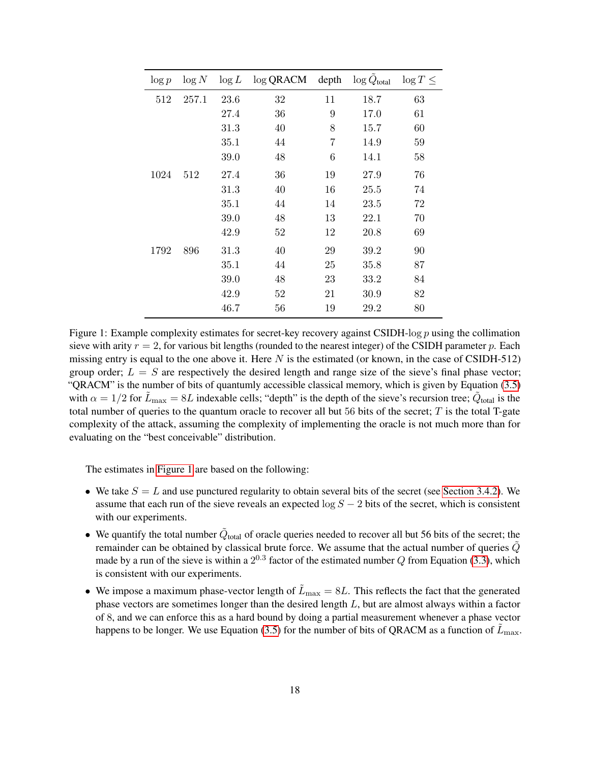| $\log p$ | $\log N$ | $\log L$ | $\log$ QRACM | depth | $\log \tilde{Q}_{\text{total}}$ | $\log T \leq$ |
|---|---|---|---|---|---|---|
| 512 | 257.1 | 23.6 | 32 | 11 | 18.7 | 63 |
| | | 27.4 | 36 | 9 | 17.0 | 61 |
| | | 31.3 | 40 | 8 | 15.7 | 60 |
| | | 35.1 | 44 | 7 | 14.9 | 59 |
| | | 39.0 | 48 | 6 | 14.1 | 58 |
| 1024 | 512 | 27.4 | 36 | 19 | 27.9 | 76 |
| | | 31.3 | 40 | 16 | 25.5 | 74 |
| | | 35.1 | 44 | 14 | 23.5 | 72 |
| | | 39.0 | 48 | 13 | 22.1 | 70 |
| | | 42.9 | 52 | 12 | 20.8 | 69 |
| 1792 | 896 | 31.3 | 40 | 29 | 39.2 | 90 |
| | | 35.1 | 44 | 25 | 35.8 | 87 |
| | | 39.0 | 48 | 23 | 33.2 | 84 |
| | | 42.9 | 52 | 21 | 30.9 | 82 |
| | | 46.7 | 56 | 19 | 29.2 | 80 |

Figure 1: Example complexity estimates for secret-key recovery against CSIDH-$\log p$ using the collimation sieve with arity $r = 2$, for various bit lengths (rounded to the nearest integer) of the CSIDH parameter $p$. Each missing entry is equal to the one above it. Here $N$ is the estimated (or known, in the case of CSIDH-512) group order; $L = S$ are respectively the desired length and range size of the sieve's final phase vector; "QRACM" is the number of bits of quantumly accessible classical memory, which is given by Equation (3.5) with $\alpha = 1/2$ for $\tilde{L}_{\max} = 8L$ indexable cells; "depth" is the depth of the sieve's recursion tree; $\tilde{Q}_{\text{total}}$ is the total number of queries to the quantum oracle to recover all but 56 bits of the secret; $T$ is the total T-gate complexity of the attack, assuming the complexity of implementing the oracle is not much more than for evaluating on the "best conceivable" distribution.

The estimates in Figure 1 are based on the following:

- We take $S = L$ and use punctured regularity to obtain several bits of the secret (see Section 3.4.2). We assume that each run of the sieve reveals an expected $\log S - 2$ bits of the secret, which is consistent with our experiments.
- We quantify the total number $\tilde{Q}_{\text{total}}$ of oracle queries needed to recover all but 56 bits of the secret; the remainder can be obtained by classical brute force. We assume that the actual number of queries $\tilde{Q}$ made by a run of the sieve is within a $2^{0.3}$ factor of the estimated number $Q$ from Equation (3.3), which is consistent with our experiments.
- We impose a maximum phase-vector length of $\tilde{L}_{\max} = 8L$. This reflects the fact that the generated phase vectors are sometimes longer than the desired length $L$, but are almost always within a factor of 8, and we can enforce this as a hard bound by doing a partial measurement whenever a phase vector happens to be longer. We use Equation (3.5) for the number of bits of QRACM as a function of $\tilde{L}_{\max}$.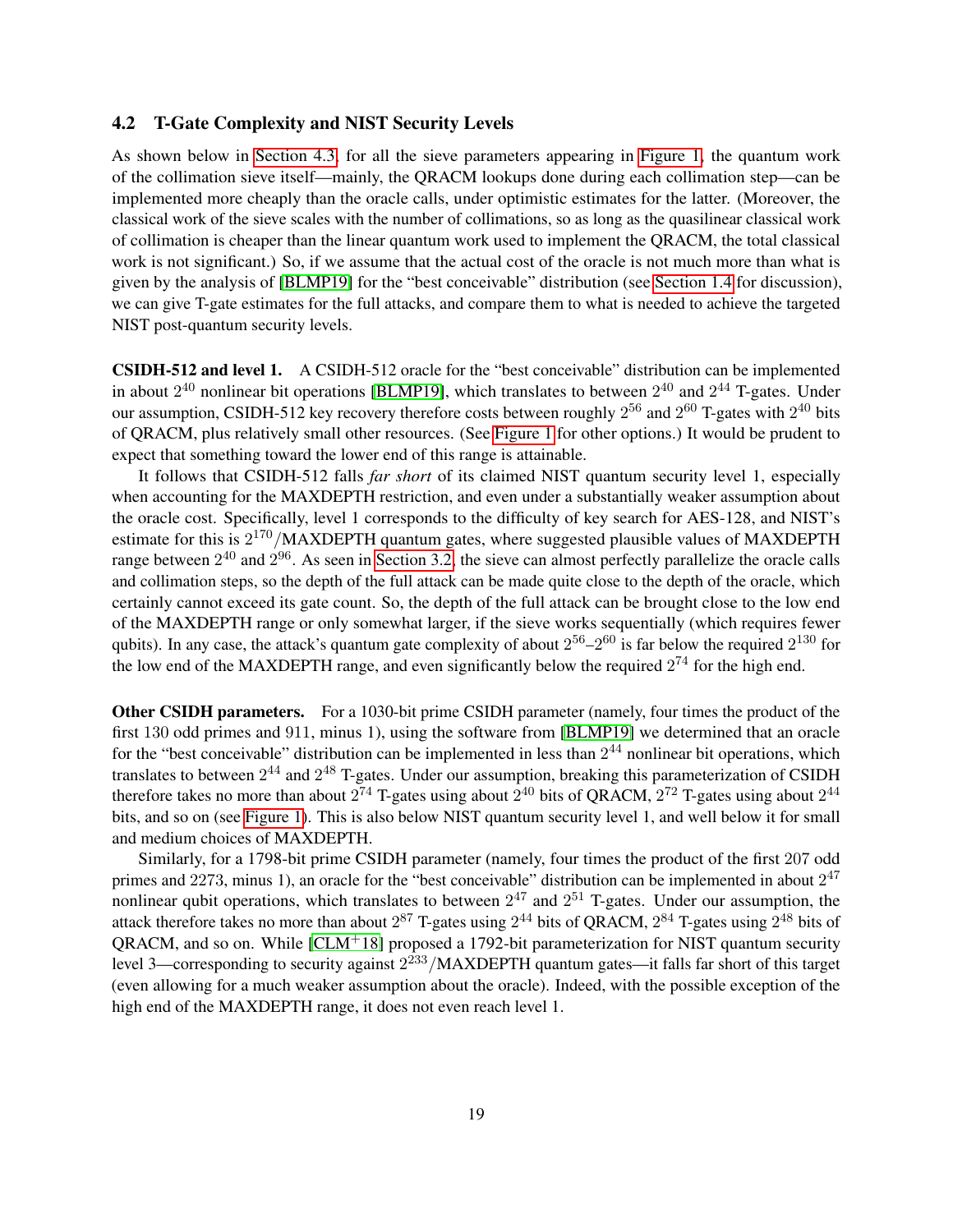### 4.2 T-Gate Complexity and NIST Security Levels

As shown below in Section 4.3, for all the sieve parameters appearing in Figure 1, the quantum work of the collimation sieve itself—mainly, the QRACM lookups done during each collimation step—can be implemented more cheaply than the oracle calls, under optimistic estimates for the latter. (Moreover, the classical work of the sieve scales with the number of collimations, so as long as the quasilinear classical work of collimation is cheaper than the linear quantum work used to implement the QRACM, the total classical work is not significant.) So, if we assume that the actual cost of the oracle is not much more than what is given by the analysis of [BLMP19] for the "best conceivable" distribution (see Section 1.4 for discussion), we can give T-gate estimates for the full attacks, and compare them to what is needed to achieve the targeted NIST post-quantum security levels.

**CSIDH-512 and level 1.** A CSIDH-512 oracle for the "best conceivable" distribution can be implemented in about $2^{40}$ nonlinear bit operations [BLMP19], which translates to between $2^{40}$ and $2^{44}$ T-gates. Under our assumption, CSIDH-512 key recovery therefore costs between roughly $2^{56}$ and $2^{60}$ T-gates with $2^{40}$ bits of QRACM, plus relatively small other resources. (See Figure 1 for other options.) It would be prudent to expect that something toward the lower end of this range is attainable.

It follows that CSIDH-512 falls *far short* of its claimed NIST quantum security level 1, especially when accounting for the MAXDEPTH restriction, and even under a substantially weaker assumption about the oracle cost. Specifically, level 1 corresponds to the difficulty of key search for AES-128, and NIST's estimate for this is $2^{170}/\text{MAXDEPTH}$ quantum gates, where suggested plausible values of MAXDEPTH range between $2^{40}$ and $2^{96}$. As seen in Section 3.2, the sieve can almost perfectly parallelize the oracle calls and collimation steps, so the depth of the full attack can be made quite close to the depth of the oracle, which certainly cannot exceed its gate count. So, the depth of the full attack can be brought close to the low end of the MAXDEPTH range or only somewhat larger, if the sieve works sequentially (which requires fewer qubits). In any case, the attack's quantum gate complexity of about $2^{56}$–$2^{60}$ is far below the required $2^{130}$ for the low end of the MAXDEPTH range, and even significantly below the required $2^{74}$ for the high end.

**Other CSIDH parameters.** For a 1030-bit prime CSIDH parameter (namely, four times the product of the first 130 odd primes and 911, minus 1), using the software from [BLMP19] we determined that an oracle for the "best conceivable" distribution can be implemented in less than $2^{44}$ nonlinear bit operations, which translates to between $2^{44}$ and $2^{48}$ T-gates. Under our assumption, breaking this parameterization of CSIDH therefore takes no more than about $2^{74}$ T-gates using about $2^{40}$ bits of QRACM, $2^{72}$ T-gates using about $2^{44}$ bits, and so on (see Figure 1). This is also below NIST quantum security level 1, and well below it for small and medium choices of MAXDEPTH.

Similarly, for a 1798-bit prime CSIDH parameter (namely, four times the product of the first 207 odd primes and 2273, minus 1), an oracle for the "best conceivable" distribution can be implemented in about $2^{47}$ nonlinear qubit operations, which translates to between $2^{47}$ and $2^{51}$ T-gates. Under our assumption, the attack therefore takes no more than about $2^{87}$ T-gates using $2^{44}$ bits of QRACM, $2^{84}$ T-gates using $2^{48}$ bits of QRACM, and so on. While [CLM+18] proposed a 1792-bit parameterization for NIST quantum security level 3—corresponding to security against $2^{233}/\text{MAXDEPTH}$ quantum gates—it falls far short of this target (even allowing for a much weaker assumption about the oracle). Indeed, with the possible exception of the high end of the MAXDEPTH range, it does not even reach level 1.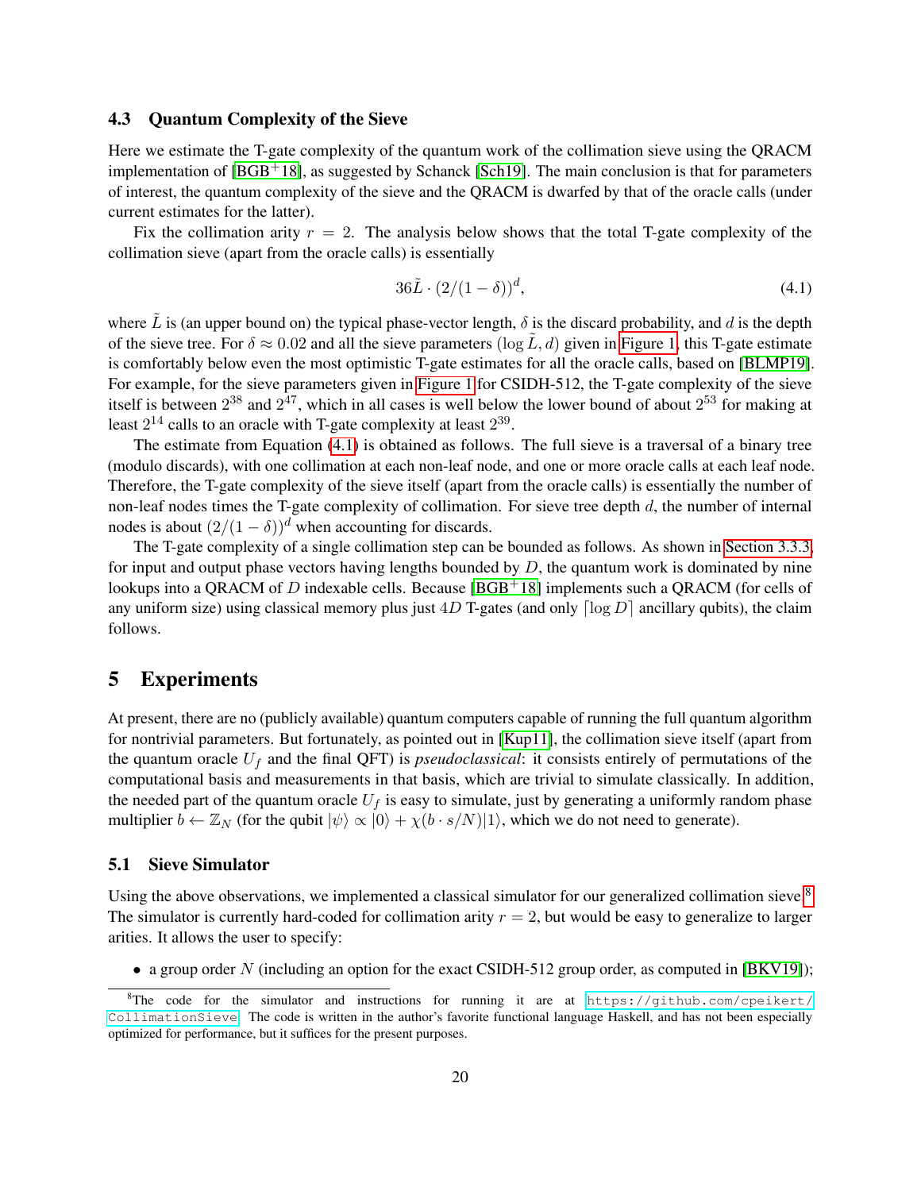### 4.3 Quantum Complexity of the Sieve

Here we estimate the T-gate complexity of the quantum work of the collimation sieve using the QRACM implementation of [BGB+18], as suggested by Schanck [Sch19]. The main conclusion is that for parameters of interest, the quantum complexity of the sieve and the QRACM is dwarfed by that of the oracle calls (under current estimates for the latter).

Fix the collimation arity $r = 2$. The analysis below shows that the total T-gate complexity of the collimation sieve (apart from the oracle calls) is essentially

$$36\tilde{L} \cdot (2/(1-\delta))^d, \tag{4.1}$$

where $\tilde{L}$ is (an upper bound on) the typical phase-vector length, $\delta$ is the discard probability, and $d$ is the depth of the sieve tree. For $\delta \approx 0.02$ and all the sieve parameters $(\log \tilde{L}, d)$ given in Figure 1, this T-gate estimate is comfortably below even the most optimistic T-gate estimates for all the oracle calls, based on [BLMP19]. For example, for the sieve parameters given in Figure 1 for CSIDH-512, the T-gate complexity of the sieve itself is between $2^{38}$ and $2^{47}$, which in all cases is well below the lower bound of about $2^{53}$ for making at least $2^{14}$ calls to an oracle with T-gate complexity at least $2^{39}$.

The estimate from Equation (4.1) is obtained as follows. The full sieve is a traversal of a binary tree (modulo discards), with one collimation at each non-leaf node, and one or more oracle calls at each leaf node. Therefore, the T-gate complexity of the sieve itself (apart from the oracle calls) is essentially the number of non-leaf nodes times the T-gate complexity of collimation. For sieve tree depth $d$, the number of internal nodes is about $(2/(1-\delta))^d$ when accounting for discards.

The T-gate complexity of a single collimation step can be bounded as follows. As shown in Section 3.3.3, for input and output phase vectors having lengths bounded by $D$, the quantum work is dominated by nine lookups into a QRACM of $D$ indexable cells. Because [BGB+18] implements such a QRACM (for cells of any uniform size) using classical memory plus just $4D$ T-gates (and only $\lceil \log D \rceil$ ancillary qubits), the claim follows.

## 5 Experiments

At present, there are no (publicly available) quantum computers capable of running the full quantum algorithm for nontrivial parameters. But fortunately, as pointed out in [Kup11], the collimation sieve itself (apart from the quantum oracle $U_f$ and the final QFT) is *pseudoclassical*: it consists entirely of permutations of the computational basis and measurements in that basis, which are trivial to simulate classically. In addition, the needed part of the quantum oracle $U_f$ is easy to simulate, just by generating a uniformly random phase multiplier $b \leftarrow \mathbb{Z}_N$ (for the qubit $|\psi\rangle \propto |0\rangle + \chi(b \cdot s/N)|1\rangle$, which we do not need to generate).

### 5.1 Sieve Simulator

Using the above observations, we implemented a classical simulator for our generalized collimation sieve.[8] The simulator is currently hard-coded for collimation arity $r = 2$, but would be easy to generalize to larger arities. It allows the user to specify:

- a group order $N$ (including an option for the exact CSIDH-512 group order, as computed in [BKV19]);

[8] The code for the simulator and instructions for running it are at https://github.com/cpeikert/CollimationSieve. The code is written in the author's favorite functional language Haskell, and has not been especially optimized for performance, but it suffices for the present purposes.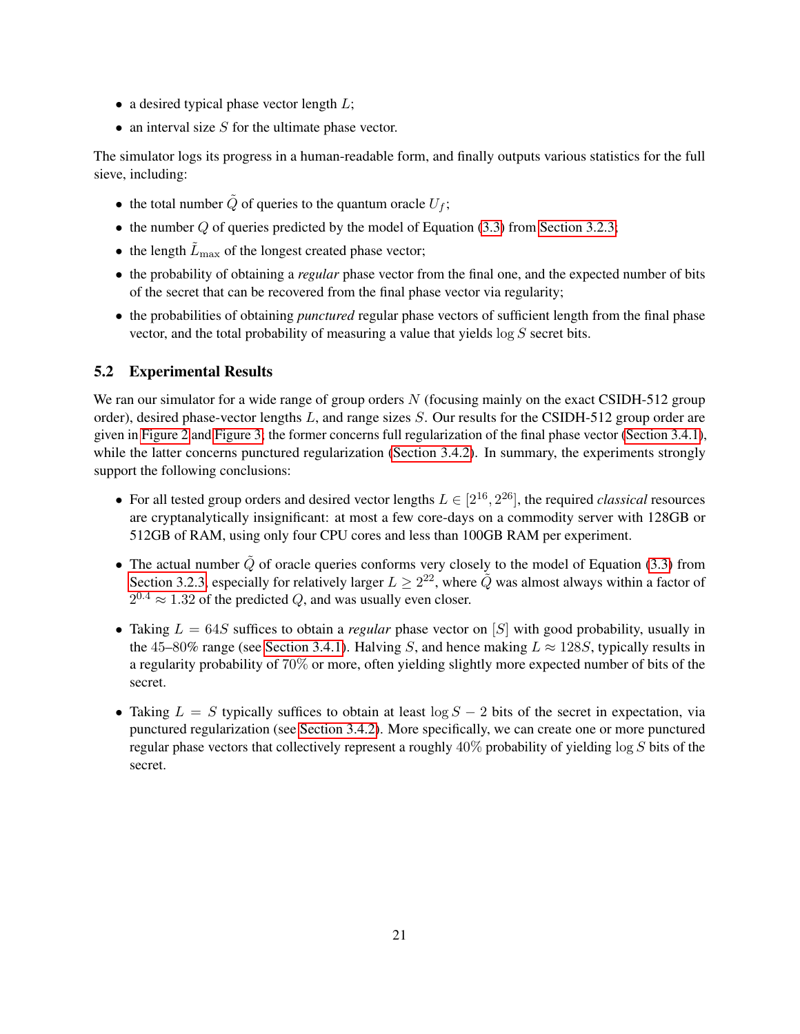- a desired typical phase vector length $L$;
- an interval size $S$ for the ultimate phase vector.

The simulator logs its progress in a human-readable form, and finally outputs various statistics for the full sieve, including:

- the total number $\tilde{Q}$ of queries to the quantum oracle $U_f$;
- the number $Q$ of queries predicted by the model of Equation (3.3) from Section 3.2.3;
- the length $\tilde{L}_{\max}$ of the longest created phase vector;
- the probability of obtaining a *regular* phase vector from the final one, and the expected number of bits of the secret that can be recovered from the final phase vector via regularity;
- the probabilities of obtaining *punctured* regular phase vectors of sufficient length from the final phase vector, and the total probability of measuring a value that yields $\log S$ secret bits.

## 5.2 Experimental Results

We ran our simulator for a wide range of group orders $N$ (focusing mainly on the exact CSIDH-512 group order), desired phase-vector lengths $L$, and range sizes $S$. Our results for the CSIDH-512 group order are given in Figure 2 and Figure 3; the former concerns full regularization of the final phase vector (Section 3.4.1), while the latter concerns punctured regularization (Section 3.4.2). In summary, the experiments strongly support the following conclusions:

- For all tested group orders and desired vector lengths $L \in [2^{16}, 2^{26}]$, the required *classical* resources are cryptanalytically insignificant: at most a few core-days on a commodity server with 128GB or 512GB of RAM, using only four CPU cores and less than 100GB RAM per experiment.
- The actual number $\tilde{Q}$ of oracle queries conforms very closely to the model of Equation (3.3) from Section 3.2.3, especially for relatively larger $L \geq 2^{22}$, where $\tilde{Q}$ was almost always within a factor of $2^{0.4} \approx 1.32$ of the predicted $Q$, and was usually even closer.
- Taking $L = 64S$ suffices to obtain a *regular* phase vector on $[S]$ with good probability, usually in the 45–80% range (see Section 3.4.1). Halving $S$, and hence making $L \approx 128S$, typically results in a regularity probability of 70% or more, often yielding slightly more expected number of bits of the secret.
- Taking $L = S$ typically suffices to obtain at least $\log S - 2$ bits of the secret in expectation, via punctured regularization (see Section 3.4.2). More specifically, we can create one or more punctured regular phase vectors that collectively represent a roughly 40% probability of yielding $\log S$ bits of the secret.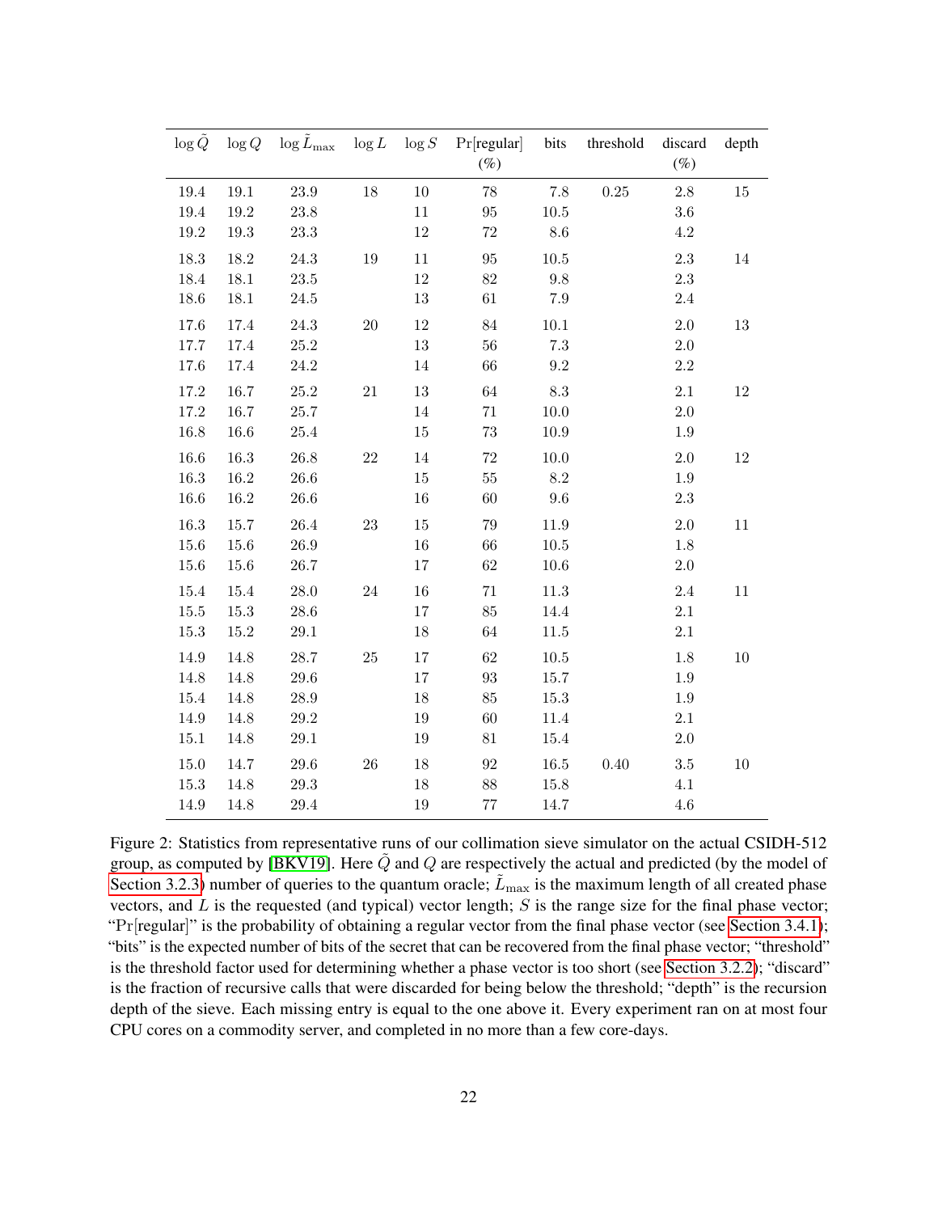| $\log \tilde{Q}$ | $\log Q$ | $\log \tilde{L}_{\max}$ | $\log L$ | $\log S$ | Pr[regular] (%) | bits | threshold | discard (%) | depth |
|---|---|---|---|---|---|---|---|---|---|
| 19.4 | 19.1 | 23.9 | 18 | 10 | 78 | 7.8 | 0.25 | 2.8 | 15 |
| 19.4 | 19.2 | 23.8 | | 11 | 95 | 10.5 | | 3.6 | |
| 19.2 | 19.3 | 23.3 | | 12 | 72 | 8.6 | | 4.2 | |
| 18.3 | 18.2 | 24.3 | 19 | 11 | 95 | 10.5 | | 2.3 | 14 |
| 18.4 | 18.1 | 23.5 | | 12 | 82 | 9.8 | | 2.3 | |
| 18.6 | 18.1 | 24.5 | | 13 | 61 | 7.9 | | 2.4 | |
| 17.6 | 17.4 | 24.3 | 20 | 12 | 84 | 10.1 | | 2.0 | 13 |
| 17.7 | 17.4 | 25.2 | | 13 | 56 | 7.3 | | 2.0 | |
| 17.6 | 17.4 | 24.2 | | 14 | 66 | 9.2 | | 2.2 | |
| 17.2 | 16.7 | 25.2 | 21 | 13 | 64 | 8.3 | | 2.1 | 12 |
| 17.2 | 16.7 | 25.7 | | 14 | 71 | 10.0 | | 2.0 | |
| 16.8 | 16.6 | 25.4 | | 15 | 73 | 10.9 | | 1.9 | |
| 16.6 | 16.3 | 26.8 | 22 | 14 | 72 | 10.0 | | 2.0 | 12 |
| 16.3 | 16.2 | 26.6 | | 15 | 55 | 8.2 | | 1.9 | |
| 16.6 | 16.2 | 26.6 | | 16 | 60 | 9.6 | | 2.3 | |
| 16.3 | 15.7 | 26.4 | 23 | 15 | 79 | 11.9 | | 2.0 | 11 |
| 15.6 | 15.6 | 26.9 | | 16 | 66 | 10.5 | | 1.8 | |
| 15.6 | 15.6 | 26.7 | | 17 | 62 | 10.6 | | 2.0 | |
| 15.4 | 15.4 | 28.0 | 24 | 16 | 71 | 11.3 | | 2.4 | 11 |
| 15.5 | 15.3 | 28.6 | | 17 | 85 | 14.4 | | 2.1 | |
| 15.3 | 15.2 | 29.1 | | 18 | 64 | 11.5 | | 2.1 | |
| 14.9 | 14.8 | 28.7 | 25 | 17 | 62 | 10.5 | | 1.8 | 10 |
| 14.8 | 14.8 | 29.6 | | 17 | 93 | 15.7 | | 1.9 | |
| 15.4 | 14.8 | 28.9 | | 18 | 85 | 15.3 | | 1.9 | |
| 14.9 | 14.8 | 29.2 | | 19 | 60 | 11.4 | | 2.1 | |
| 15.1 | 14.8 | 29.1 | | 19 | 81 | 15.4 | | 2.0 | |
| 15.0 | 14.7 | 29.6 | 26 | 18 | 92 | 16.5 | 0.40 | 3.5 | 10 |
| 15.3 | 14.8 | 29.3 | | 18 | 88 | 15.8 | | 4.1 | |
| 14.9 | 14.8 | 29.4 | | 19 | 77 | 14.7 | | 4.6 | |

Figure 2: Statistics from representative runs of our collimation sieve simulator on the actual CSIDH-512 group, as computed by [BKV19]. Here $\tilde{Q}$ and $Q$ are respectively the actual and predicted (by the model of Section 3.2.3) number of queries to the quantum oracle; $\tilde{L}_{\max}$ is the maximum length of all created phase vectors, and $L$ is the requested (and typical) vector length; $S$ is the range size for the final phase vector; "Pr[regular]" is the probability of obtaining a regular vector from the final phase vector (see Section 3.4.1); "bits" is the expected number of bits of the secret that can be recovered from the final phase vector; "threshold" is the threshold factor used for determining whether a phase vector is too short (see Section 3.2.2); "discard" is the fraction of recursive calls that were discarded for being below the threshold; "depth" is the recursion depth of the sieve. Each missing entry is equal to the one above it. Every experiment ran on at most four CPU cores on a commodity server, and completed in no more than a few core-days.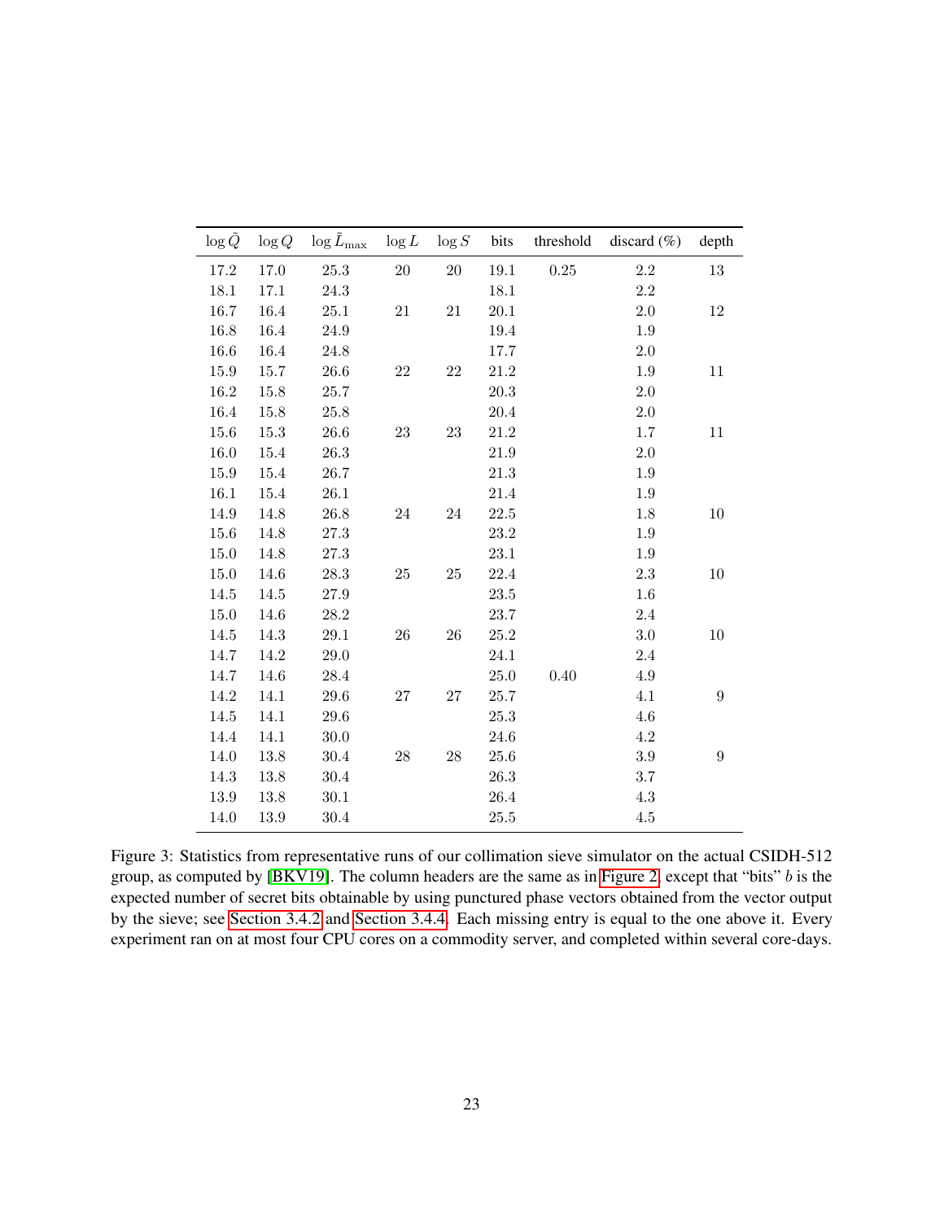| $\log \tilde{Q}$ | $\log Q$ | $\log \tilde{L}_{\max}$ | $\log L$ | $\log S$ | bits | threshold | discard (%) | depth |
|---|---|---|---|---|---|---|---|---|
| 17.2 | 17.0 | 25.3 | 20 | 20 | 19.1 | 0.25 | 2.2 | 13 |
| 18.1 | 17.1 | 24.3 | | | 18.1 | | 2.2 | |
| 16.7 | 16.4 | 25.1 | 21 | 21 | 20.1 | | 2.0 | 12 |
| 16.8 | 16.4 | 24.9 | | | 19.4 | | 1.9 | |
| 16.6 | 16.4 | 24.8 | | | 17.7 | | 2.0 | |
| 15.9 | 15.7 | 26.6 | 22 | 22 | 21.2 | | 1.9 | 11 |
| 16.2 | 15.8 | 25.7 | | | 20.3 | | 2.0 | |
| 16.4 | 15.8 | 25.8 | | | 20.4 | | 2.0 | |
| 15.6 | 15.3 | 26.6 | 23 | 23 | 21.2 | | 1.7 | 11 |
| 16.0 | 15.4 | 26.3 | | | 21.9 | | 2.0 | |
| 15.9 | 15.4 | 26.7 | | | 21.3 | | 1.9 | |
| 16.1 | 15.4 | 26.1 | | | 21.4 | | 1.9 | |
| 14.9 | 14.8 | 26.8 | 24 | 24 | 22.5 | | 1.8 | 10 |
| 15.6 | 14.8 | 27.3 | | | 23.2 | | 1.9 | |
| 15.0 | 14.8 | 27.3 | | | 23.1 | | 1.9 | |
| 15.0 | 14.6 | 28.3 | 25 | 25 | 22.4 | | 2.3 | 10 |
| 14.5 | 14.5 | 27.9 | | | 23.5 | | 1.6 | |
| 15.0 | 14.6 | 28.2 | | | 23.7 | | 2.4 | |
| 14.5 | 14.3 | 29.1 | 26 | 26 | 25.2 | | 3.0 | 10 |
| 14.7 | 14.2 | 29.0 | | | 24.1 | | 2.4 | |
| 14.7 | 14.6 | 28.4 | | | 25.0 | 0.40 | 4.9 | |
| 14.2 | 14.1 | 29.6 | 27 | 27 | 25.7 | | 4.1 | 9 |
| 14.5 | 14.1 | 29.6 | | | 25.3 | | 4.6 | |
| 14.4 | 14.1 | 30.0 | | | 24.6 | | 4.2 | |
| 14.0 | 13.8 | 30.4 | 28 | 28 | 25.6 | | 3.9 | 9 |
| 14.3 | 13.8 | 30.4 | | | 26.3 | | 3.7 | |
| 13.9 | 13.8 | 30.1 | | | 26.4 | | 4.3 | |
| 14.0 | 13.9 | 30.4 | | | 25.5 | | 4.5 | |

Figure 3: Statistics from representative runs of our collimation sieve simulator on the actual CSIDH-512 group, as computed by [BKV19]. The column headers are the same as in Figure 2, except that "bits" $b$ is the expected number of secret bits obtainable by using punctured phase vectors obtained from the vector output by the sieve; see Section 3.4.2 and Section 3.4.4. Each missing entry is equal to the one above it. Every experiment ran on at most four CPU cores on a commodity server, and completed within several core-days.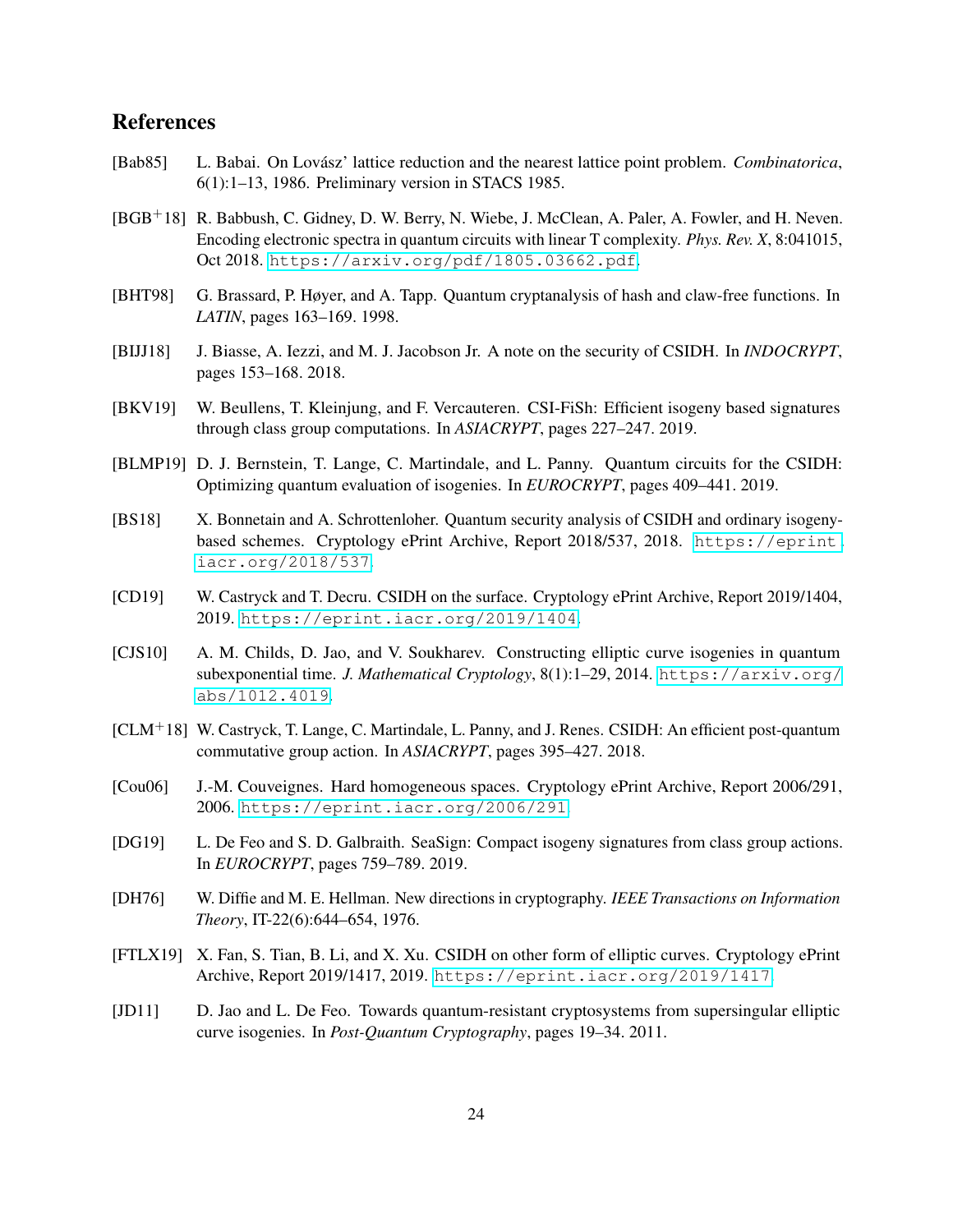## References

[Bab85] L. Babai. On Lovász' lattice reduction and the nearest lattice point problem. *Combinatorica*, 6(1):1–13, 1986. Preliminary version in STACS 1985.

[BGB+18] R. Babbush, C. Gidney, D. W. Berry, N. Wiebe, J. McClean, A. Paler, A. Fowler, and H. Neven. Encoding electronic spectra in quantum circuits with linear T complexity. *Phys. Rev. X*, 8:041015, Oct 2018. https://arxiv.org/pdf/1805.03662.pdf.

[BHT98] G. Brassard, P. Høyer, and A. Tapp. Quantum cryptanalysis of hash and claw-free functions. In *LATIN*, pages 163–169. 1998.

[BIJJ18] J. Biasse, A. Iezzi, and M. J. Jacobson Jr. A note on the security of CSIDH. In *INDOCRYPT*, pages 153–168. 2018.

[BKV19] W. Beullens, T. Kleinjung, and F. Vercauteren. CSI-FiSh: Efficient isogeny based signatures through class group computations. In *ASIACRYPT*, pages 227–247. 2019.

[BLMP19] D. J. Bernstein, T. Lange, C. Martindale, and L. Panny. Quantum circuits for the CSIDH: Optimizing quantum evaluation of isogenies. In *EUROCRYPT*, pages 409–441. 2019.

[BS18] X. Bonnetain and A. Schrottenloher. Quantum security analysis of CSIDH and ordinary isogeny-based schemes. Cryptology ePrint Archive, Report 2018/537, 2018. https://eprint.iacr.org/2018/537.

[CD19] W. Castryck and T. Decru. CSIDH on the surface. Cryptology ePrint Archive, Report 2019/1404, 2019. https://eprint.iacr.org/2019/1404.

[CJS10] A. M. Childs, D. Jao, and V. Soukharev. Constructing elliptic curve isogenies in quantum subexponential time. *J. Mathematical Cryptology*, 8(1):1–29, 2014. https://arxiv.org/abs/1012.4019.

[CLM+18] W. Castryck, T. Lange, C. Martindale, L. Panny, and J. Renes. CSIDH: An efficient post-quantum commutative group action. In *ASIACRYPT*, pages 395–427. 2018.

[Cou06] J.-M. Couveignes. Hard homogeneous spaces. Cryptology ePrint Archive, Report 2006/291, 2006. https://eprint.iacr.org/2006/291.

[DG19] L. De Feo and S. D. Galbraith. SeaSign: Compact isogeny signatures from class group actions. In *EUROCRYPT*, pages 759–789. 2019.

[DH76] W. Diffie and M. E. Hellman. New directions in cryptography. *IEEE Transactions on Information Theory*, IT-22(6):644–654, 1976.

[FTLX19] X. Fan, S. Tian, B. Li, and X. Xu. CSIDH on other form of elliptic curves. Cryptology ePrint Archive, Report 2019/1417, 2019. https://eprint.iacr.org/2019/1417.

[JD11] D. Jao and L. De Feo. Towards quantum-resistant cryptosystems from supersingular elliptic curve isogenies. In *Post-Quantum Cryptography*, pages 19–34. 2011.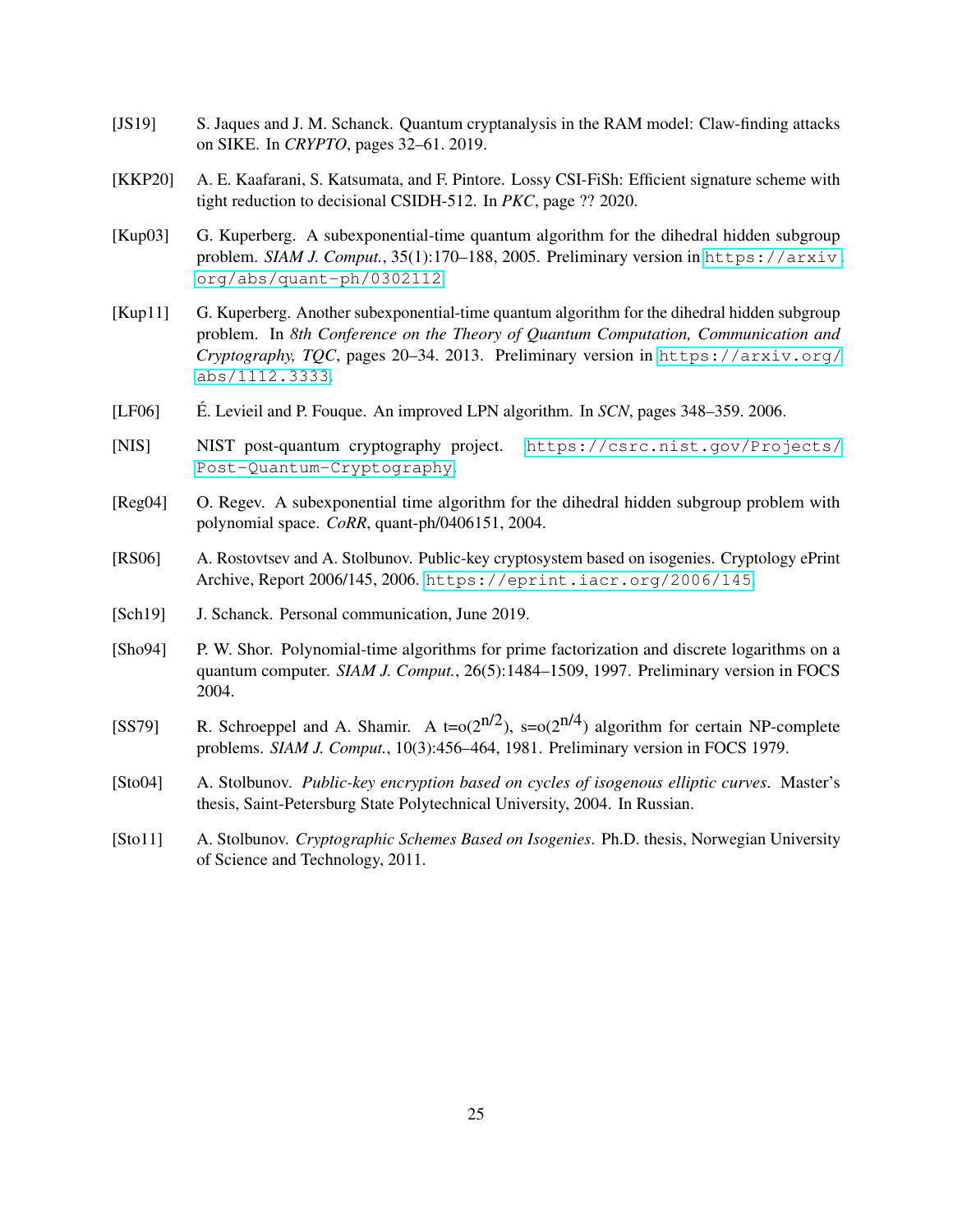- [JS19] S. Jaques and J. M. Schanck. Quantum cryptanalysis in the RAM model: Claw-finding attacks on SIKE. In *CRYPTO*, pages 32–61. 2019.
- [KKP20] A. E. Kaafarani, S. Katsumata, and F. Pintore. Lossy CSI-FiSh: Efficient signature scheme with tight reduction to decisional CSIDH-512. In *PKC*, page ?? 2020.
- [Kup03] G. Kuperberg. A subexponential-time quantum algorithm for the dihedral hidden subgroup problem. *SIAM J. Comput.*, 35(1):170–188, 2005. Preliminary version in `https://arxiv.org/abs/quant-ph/0302112`.
- [Kup11] G. Kuperberg. Another subexponential-time quantum algorithm for the dihedral hidden subgroup problem. In *8th Conference on the Theory of Quantum Computation, Communication and Cryptography, TQC*, pages 20–34. 2013. Preliminary version in `https://arxiv.org/abs/1112.3333`.
- [LF06] É. Levieil and P. Fouque. An improved LPN algorithm. In *SCN*, pages 348–359. 2006.
- [NIS] NIST post-quantum cryptography project. `https://csrc.nist.gov/Projects/Post-Quantum-Cryptography`.
- [Reg04] O. Regev. A subexponential time algorithm for the dihedral hidden subgroup problem with polynomial space. *CoRR*, quant-ph/0406151, 2004.
- [RS06] A. Rostovtsev and A. Stolbunov. Public-key cryptosystem based on isogenies. Cryptology ePrint Archive, Report 2006/145, 2006. `https://eprint.iacr.org/2006/145`.
- [Sch19] J. Schanck. Personal communication, June 2019.
- [Sho94] P. W. Shor. Polynomial-time algorithms for prime factorization and discrete logarithms on a quantum computer. *SIAM J. Comput.*, 26(5):1484–1509, 1997. Preliminary version in FOCS 2004.
- [SS79] R. Schroeppel and A. Shamir. A t=o($2^{n/2}$), s=o($2^{n/4}$) algorithm for certain NP-complete problems. *SIAM J. Comput.*, 10(3):456–464, 1981. Preliminary version in FOCS 1979.
- [Sto04] A. Stolbunov. *Public-key encryption based on cycles of isogenous elliptic curves*. Master's thesis, Saint-Petersburg State Polytechnical University, 2004. In Russian.
- [Sto11] A. Stolbunov. *Cryptographic Schemes Based on Isogenies*. Ph.D. thesis, Norwegian University of Science and Technology, 2011.